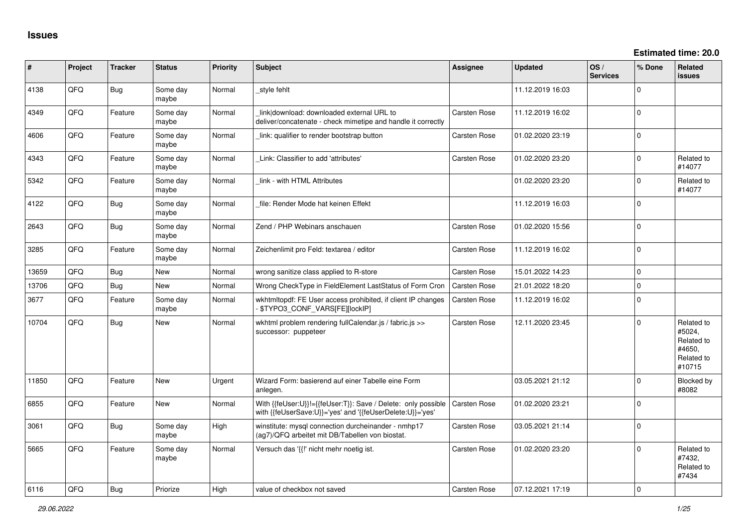# Issues

**Estimated time: 20.0**

| # | Project | Tracker | Status | Priority | Subject | Assignee | Updated | OS / Services | % Done | Related issues |
|---|---|---|---|---|---|---|---|---|---|---|
| 4138 | QFO | Bug | Some day maybe | Normal | _style fehlt | | 11.12.2019 16:03 | | 0 | |
| 4349 | QFO | Feature | Some day maybe | Normal | _link\|download: downloaded external URL to deliver/concatenate - check mimetipe and handle it correctly | Carsten Rose | 11.12.2019 16:02 | | 0 | |
| 4606 | QFO | Feature | Some day maybe | Normal | _link: qualifier to render bootstrap button | Carsten Rose | 01.02.2020 23:19 | | 0 | |
| 4343 | QFO | Feature | Some day maybe | Normal | _Link: Classifier to add 'attributes' | Carsten Rose | 01.02.2020 23:20 | | 0 | Related to #14077 |
| 5342 | QFO | Feature | Some day maybe | Normal | _link - with HTML Attributes | | 01.02.2020 23:20 | | 0 | Related to #14077 |
| 4122 | QFO | Bug | Some day maybe | Normal | _file: Render Mode hat keinen Effekt | | 11.12.2019 16:03 | | 0 | |
| 2643 | QFO | Bug | Some day maybe | Normal | Zend / PHP Webinars anschauen | Carsten Rose | 01.02.2020 15:56 | | 0 | |
| 3285 | QFO | Feature | Some day maybe | Normal | Zeichenlimit pro Feld: textarea / editor | Carsten Rose | 11.12.2019 16:02 | | 0 | |
| 13659 | QFO | Bug | New | Normal | wrong sanitize class applied to R-store | Carsten Rose | 15.01.2022 14:23 | | 0 | |
| 13706 | QFO | Bug | New | Normal | Wrong CheckType in FieldElement LastStatus of Form Cron | Carsten Rose | 21.01.2022 18:20 | | 0 | |
| 3677 | QFO | Feature | Some day maybe | Normal | wkhtmltopdf: FE User access prohibited, if client IP changes - $TYPO3_CONF_VARS[FE][lockIP] | Carsten Rose | 11.12.2019 16:02 | | 0 | |
| 10704 | QFO | Bug | New | Normal | wkhtml problem rendering fullCalendar.js / fabric.js >> successor: puppeteer | Carsten Rose | 12.11.2020 23:45 | | 0 | Related to #5024, Related to #4650, Related to #10715 |
| 11850 | QFO | Feature | New | Urgent | Wizard Form: basierend auf einer Tabelle eine Form anlegen. | | 03.05.2021 21:12 | | 0 | Blocked by #8082 |
| 6855 | QFO | Feature | New | Normal | With {{feUser:U}}!={{feUser:T}}: Save / Delete: only possible with {{feUserSave:U}}='yes' and '{{feUserDelete:U}}='yes' | Carsten Rose | 01.02.2020 23:21 | | 0 | |
| 3061 | QFO | Bug | Some day maybe | High | winstitute: mysql connection durcheinander - nmhp17 (ag7)/QFQ arbeitet mit DB/Tabellen von biostat. | Carsten Rose | 03.05.2021 21:14 | | 0 | |
| 5665 | QFO | Feature | Some day maybe | Normal | Versuch das '{{!' nicht mehr noetig ist. | Carsten Rose | 01.02.2020 23:20 | | 0 | Related to #7432, Related to #7434 |
| 6116 | QFO | Bug | Priorize | High | value of checkbox not saved | Carsten Rose | 07.12.2021 17:19 | | 0 | |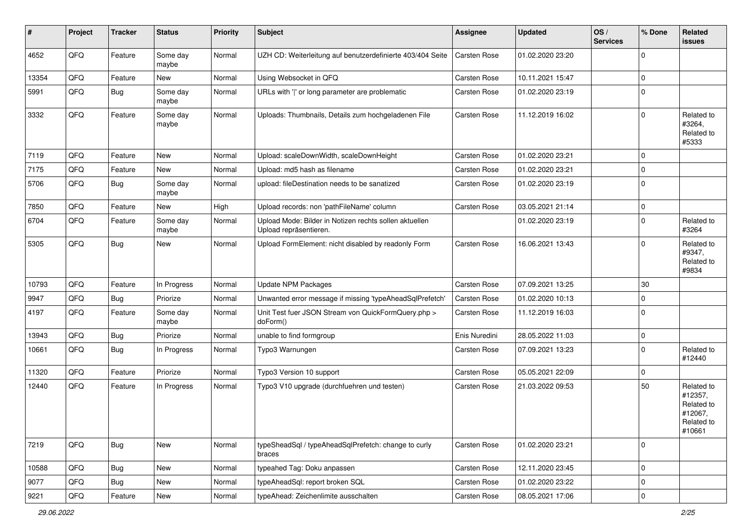| # | Project | Tracker | Status | Priority | Subject | Assignee | Updated | OS / Services | % Done | Related issues |
|---|---|---|---|---|---|---|---|---|---|---|
| 4652 | QFQ | Feature | Some day maybe | Normal | UZH CD: Weiterleitung auf benutzerdefinierte 403/404 Seite | Carsten Rose | 01.02.2020 23:20 | | 0 | |
| 13354 | QFQ | Feature | New | Normal | Using Websocket in QFQ | Carsten Rose | 10.11.2021 15:47 | | 0 | |
| 5991 | QFQ | Bug | Some day maybe | Normal | URLs with '\|' or long parameter are problematic | Carsten Rose | 01.02.2020 23:19 | | 0 | |
| 3332 | QFQ | Feature | Some day maybe | Normal | Uploads: Thumbnails, Details zum hochgeladenen File | Carsten Rose | 11.12.2019 16:02 | | 0 | Related to #3264, Related to #5333 |
| 7119 | QFQ | Feature | New | Normal | Upload: scaleDownWidth, scaleDownHeight | Carsten Rose | 01.02.2020 23:21 | | 0 | |
| 7175 | QFQ | Feature | New | Normal | Upload: md5 hash as filename | Carsten Rose | 01.02.2020 23:21 | | 0 | |
| 5706 | QFQ | Bug | Some day maybe | Normal | upload: fileDestination needs to be sanatized | Carsten Rose | 01.02.2020 23:19 | | 0 | |
| 7850 | QFQ | Feature | New | High | Upload records: non 'pathFileName' column | Carsten Rose | 03.05.2021 21:14 | | 0 | |
| 6704 | QFQ | Feature | Some day maybe | Normal | Upload Mode: Bilder in Notizen rechts sollen aktuellen Upload repräsentieren. | | 01.02.2020 23:19 | | 0 | Related to #3264 |
| 5305 | QFQ | Bug | New | Normal | Upload FormElement: nicht disabled by readonly Form | Carsten Rose | 16.06.2021 13:43 | | 0 | Related to #9347, Related to #9834 |
| 10793 | QFQ | Feature | In Progress | Normal | Update NPM Packages | Carsten Rose | 07.09.2021 13:25 | | 30 | |
| 9947 | QFQ | Bug | Priorize | Normal | Unwanted error message if missing 'typeAheadSqlPrefetch' | Carsten Rose | 01.02.2020 10:13 | | 0 | |
| 4197 | QFQ | Feature | Some day maybe | Normal | Unit Test fuer JSON Stream von QuickFormQuery.php > doForm() | Carsten Rose | 11.12.2019 16:03 | | 0 | |
| 13943 | QFQ | Bug | Priorize | Normal | unable to find formgroup | Enis Nuredini | 28.05.2022 11:03 | | 0 | |
| 10661 | QFQ | Bug | In Progress | Normal | Typo3 Warnungen | Carsten Rose | 07.09.2021 13:23 | | 0 | Related to #12440 |
| 11320 | QFQ | Feature | Priorize | Normal | Typo3 Version 10 support | Carsten Rose | 05.05.2021 22:09 | | 0 | |
| 12440 | QFQ | Feature | In Progress | Normal | Typo3 V10 upgrade (durchfuehren und testen) | Carsten Rose | 21.03.2022 09:53 | | 50 | Related to #12357, Related to #12067, Related to #10661 |
| 7219 | QFQ | Bug | New | Normal | typeSheadSql / typeAheadSqlPrefetch: change to curly braces | Carsten Rose | 01.02.2020 23:21 | | 0 | |
| 10588 | QFQ | Bug | New | Normal | typeahed Tag: Doku anpassen | Carsten Rose | 12.11.2020 23:45 | | 0 | |
| 9077 | QFQ | Bug | New | Normal | typeAheadSql: report broken SQL | Carsten Rose | 01.02.2020 23:22 | | 0 | |
| 9221 | QFQ | Feature | New | Normal | typeAhead: Zeichenlimite ausschalten | Carsten Rose | 08.05.2021 17:06 | | 0 | |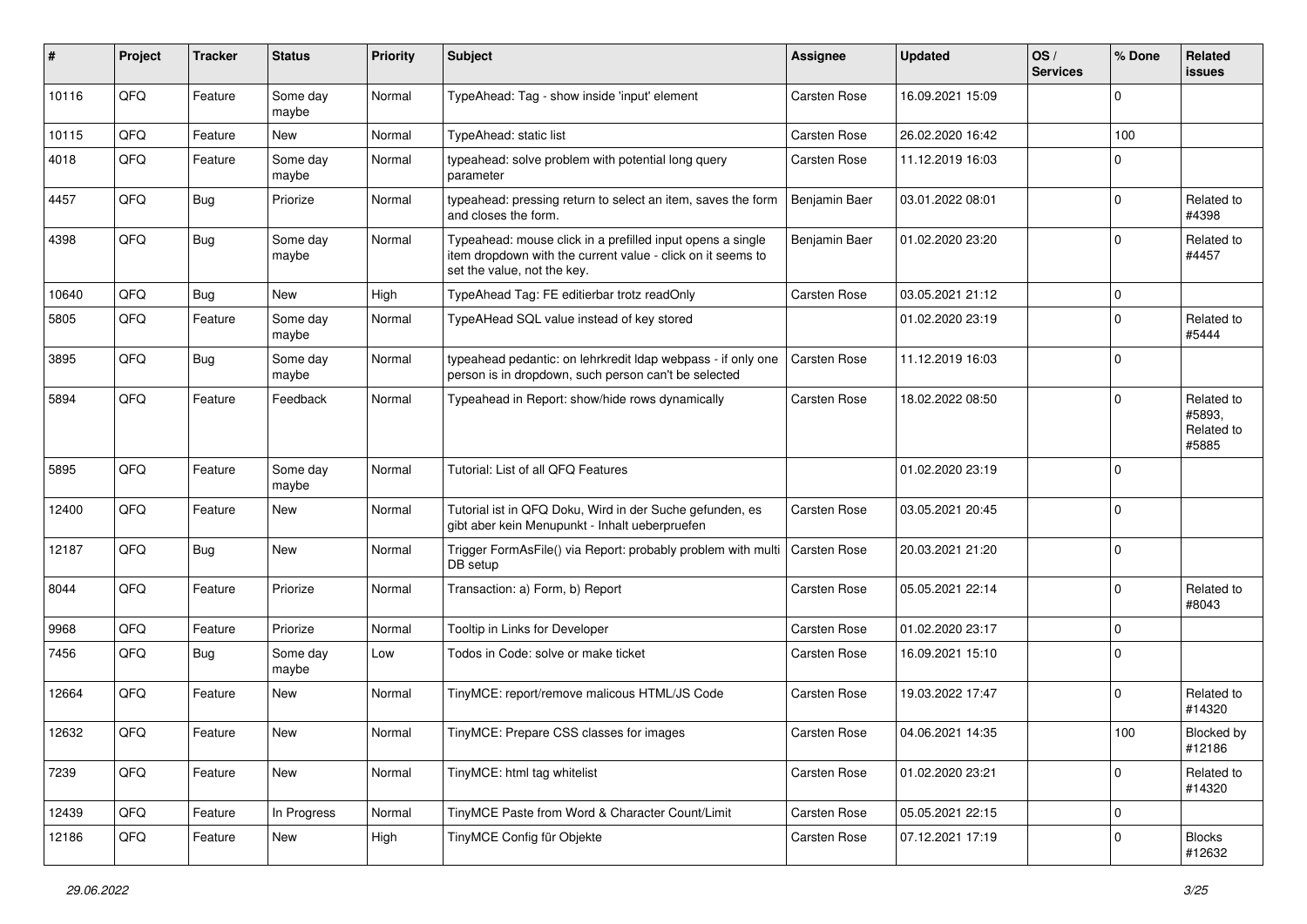| # | Project | Tracker | Status | Priority | Subject | Assignee | Updated | OS / Services | % Done | Related issues |
|---|---|---|---|---|---|---|---|---|---|---|
| 10116 | QFQ | Feature | Some day maybe | Normal | TypeAhead: Tag - show inside 'input' element | Carsten Rose | 16.09.2021 15:09 | | 0 | |
| 10115 | QFQ | Feature | New | Normal | TypeAhead: static list | Carsten Rose | 26.02.2020 16:42 | | 100 | |
| 4018 | QFQ | Feature | Some day maybe | Normal | typeahead: solve problem with potential long query parameter | Carsten Rose | 11.12.2019 16:03 | | 0 | |
| 4457 | QFQ | Bug | Priorize | Normal | typeahead: pressing return to select an item, saves the form and closes the form. | Benjamin Baer | 03.01.2022 08:01 | | 0 | Related to #4398 |
| 4398 | QFQ | Bug | Some day maybe | Normal | Typeahead: mouse click in a prefilled input opens a single item dropdown with the current value - click on it seems to set the value, not the key. | Benjamin Baer | 01.02.2020 23:20 | | 0 | Related to #4457 |
| 10640 | QFQ | Bug | New | High | TypeAhead Tag: FE editierbar trotz readOnly | Carsten Rose | 03.05.2021 21:12 | | 0 | |
| 5805 | QFQ | Feature | Some day maybe | Normal | TypeAHead SQL value instead of key stored | | 01.02.2020 23:19 | | 0 | Related to #5444 |
| 3895 | QFQ | Bug | Some day maybe | Normal | typeahead pedantic: on lehrkredit ldap webpass - if only one person is in dropdown, such person can't be selected | Carsten Rose | 11.12.2019 16:03 | | 0 | |
| 5894 | QFQ | Feature | Feedback | Normal | Typeahead in Report: show/hide rows dynamically | Carsten Rose | 18.02.2022 08:50 | | 0 | Related to #5893, Related to #5885 |
| 5895 | QFQ | Feature | Some day maybe | Normal | Tutorial: List of all QFQ Features | | 01.02.2020 23:19 | | 0 | |
| 12400 | QFQ | Feature | New | Normal | Tutorial ist in QFQ Doku, Wird in der Suche gefunden, es gibt aber kein Menupunkt - Inhalt ueberpruefen | Carsten Rose | 03.05.2021 20:45 | | 0 | |
| 12187 | QFQ | Bug | New | Normal | Trigger FormAsFile() via Report: probably problem with multi DB setup | Carsten Rose | 20.03.2021 21:20 | | 0 | |
| 8044 | QFQ | Feature | Priorize | Normal | Transaction: a) Form, b) Report | Carsten Rose | 05.05.2021 22:14 | | 0 | Related to #8043 |
| 9968 | QFQ | Feature | Priorize | Normal | Tooltip in Links for Developer | Carsten Rose | 01.02.2020 23:17 | | 0 | |
| 7456 | QFQ | Bug | Some day maybe | Low | Todos in Code: solve or make ticket | Carsten Rose | 16.09.2021 15:10 | | 0 | |
| 12664 | QFQ | Feature | New | Normal | TinyMCE: report/remove malicous HTML/JS Code | Carsten Rose | 19.03.2022 17:47 | | 0 | Related to #14320 |
| 12632 | QFQ | Feature | New | Normal | TinyMCE: Prepare CSS classes for images | Carsten Rose | 04.06.2021 14:35 | | 100 | Blocked by #12186 |
| 7239 | QFQ | Feature | New | Normal | TinyMCE: html tag whitelist | Carsten Rose | 01.02.2020 23:21 | | 0 | Related to #14320 |
| 12439 | QFQ | Feature | In Progress | Normal | TinyMCE Paste from Word & Character Count/Limit | Carsten Rose | 05.05.2021 22:15 | | 0 | |
| 12186 | QFQ | Feature | New | High | TinyMCE Config für Objekte | Carsten Rose | 07.12.2021 17:19 | | 0 | Blocks #12632 |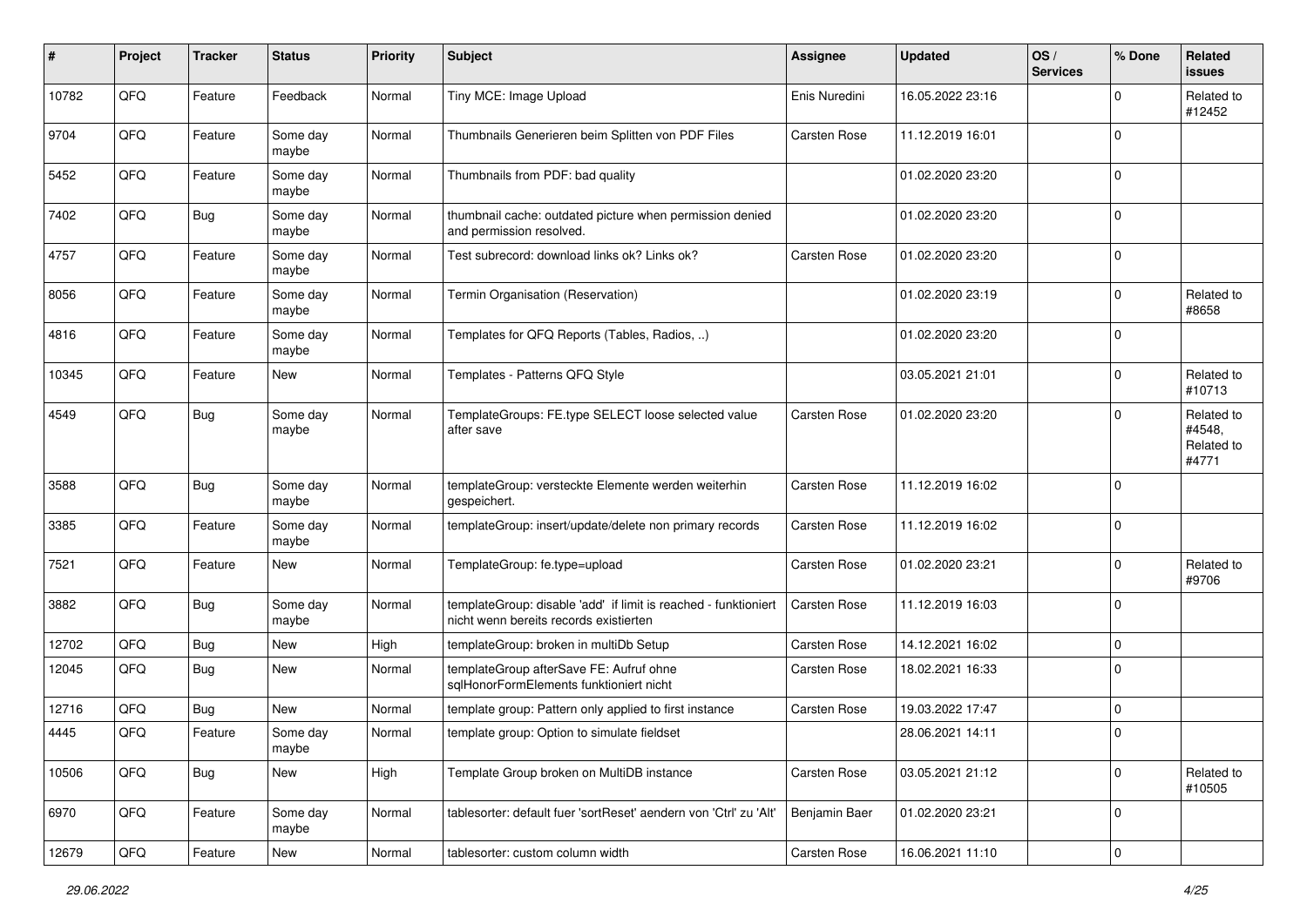| # | Project | Tracker | Status | Priority | Subject | Assignee | Updated | OS / Services | % Done | Related issues |
|---|---|---|---|---|---|---|---|---|---|---|
| 10782 | QFQ | Feature | Feedback | Normal | Tiny MCE: Image Upload | Enis Nuredini | 16.05.2022 23:16 | | 0 | Related to #12452 |
| 9704 | QFQ | Feature | Some day maybe | Normal | Thumbnails Generieren beim Splitten von PDF Files | Carsten Rose | 11.12.2019 16:01 | | 0 | |
| 5452 | QFQ | Feature | Some day maybe | Normal | Thumbnails from PDF: bad quality | | 01.02.2020 23:20 | | 0 | |
| 7402 | QFQ | Bug | Some day maybe | Normal | thumbnail cache: outdated picture when permission denied and permission resolved. | | 01.02.2020 23:20 | | 0 | |
| 4757 | QFQ | Feature | Some day maybe | Normal | Test subrecord: download links ok? Links ok? | Carsten Rose | 01.02.2020 23:20 | | 0 | |
| 8056 | QFQ | Feature | Some day maybe | Normal | Termin Organisation (Reservation) | | 01.02.2020 23:19 | | 0 | Related to #8658 |
| 4816 | QFQ | Feature | Some day maybe | Normal | Templates for QFQ Reports (Tables, Radios, ..) | | 01.02.2020 23:20 | | 0 | |
| 10345 | QFQ | Feature | New | Normal | Templates - Patterns QFQ Style | | 03.05.2021 21:01 | | 0 | Related to #10713 |
| 4549 | QFQ | Bug | Some day maybe | Normal | TemplateGroups: FE.type SELECT loose selected value after save | Carsten Rose | 01.02.2020 23:20 | | 0 | Related to #4548, Related to #4771 |
| 3588 | QFQ | Bug | Some day maybe | Normal | templateGroup: versteckte Elemente werden weiterhin gespeichert. | Carsten Rose | 11.12.2019 16:02 | | 0 | |
| 3385 | QFQ | Feature | Some day maybe | Normal | templateGroup: insert/update/delete non primary records | Carsten Rose | 11.12.2019 16:02 | | 0 | |
| 7521 | QFQ | Feature | New | Normal | TemplateGroup: fe.type=upload | Carsten Rose | 01.02.2020 23:21 | | 0 | Related to #9706 |
| 3882 | QFQ | Bug | Some day maybe | Normal | templateGroup: disable 'add' if limit is reached - funktioniert nicht wenn bereits records existierten | Carsten Rose | 11.12.2019 16:03 | | 0 | |
| 12702 | QFQ | Bug | New | High | templateGroup: broken in multiDb Setup | Carsten Rose | 14.12.2021 16:02 | | 0 | |
| 12045 | QFQ | Bug | New | Normal | templateGroup afterSave FE: Aufruf ohne sqlHonorFormElements funktioniert nicht | Carsten Rose | 18.02.2021 16:33 | | 0 | |
| 12716 | QFQ | Bug | New | Normal | template group: Pattern only applied to first instance | Carsten Rose | 19.03.2022 17:47 | | 0 | |
| 4445 | QFQ | Feature | Some day maybe | Normal | template group: Option to simulate fieldset | | 28.06.2021 14:11 | | 0 | |
| 10506 | QFQ | Bug | New | High | Template Group broken on MultiDB instance | Carsten Rose | 03.05.2021 21:12 | | 0 | Related to #10505 |
| 6970 | QFQ | Feature | Some day maybe | Normal | tablesorter: default fuer 'sortReset' aendern von 'Ctrl' zu 'Alt' | Benjamin Baer | 01.02.2020 23:21 | | 0 | |
| 12679 | QFQ | Feature | New | Normal | tablesorter: custom column width | Carsten Rose | 16.06.2021 11:10 | | 0 | |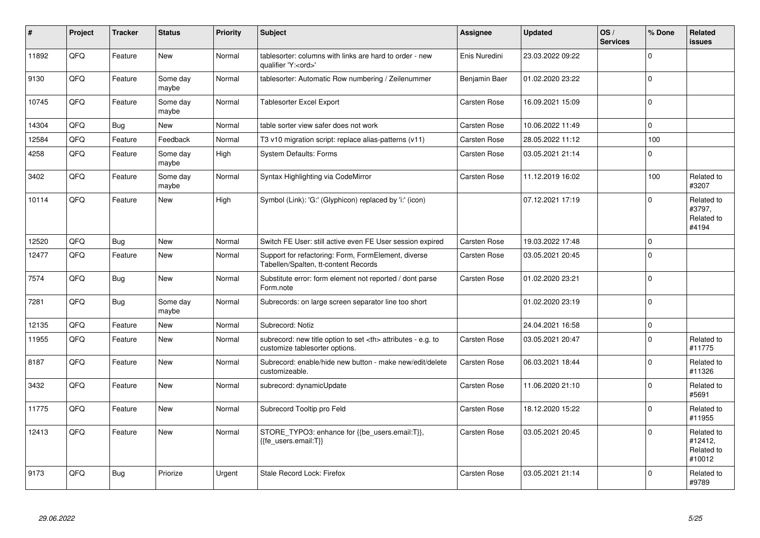| # | Project | Tracker | Status | Priority | Subject | Assignee | Updated | OS / Services | % Done | Related issues |
|---|---|---|---|---|---|---|---|---|---|---|
| 11892 | QFQ | Feature | New | Normal | tablesorter: columns with links are hard to order - new qualifier 'Y:<ord>' | Enis Nuredini | 23.03.2022 09:22 | | 0 | |
| 9130 | QFQ | Feature | Some day maybe | Normal | tablesorter: Automatic Row numbering / Zeilenummer | Benjamin Baer | 01.02.2020 23:22 | | 0 | |
| 10745 | QFQ | Feature | Some day maybe | Normal | Tablesorter Excel Export | Carsten Rose | 16.09.2021 15:09 | | 0 | |
| 14304 | QFQ | Bug | New | Normal | table sorter view safer does not work | Carsten Rose | 10.06.2022 11:49 | | 0 | |
| 12584 | QFQ | Feature | Feedback | Normal | T3 v10 migration script: replace alias-patterns (v11) | Carsten Rose | 28.05.2022 11:12 | | 100 | |
| 4258 | QFQ | Feature | Some day maybe | High | System Defaults: Forms | Carsten Rose | 03.05.2021 21:14 | | 0 | |
| 3402 | QFQ | Feature | Some day maybe | Normal | Syntax Highlighting via CodeMirror | Carsten Rose | 11.12.2019 16:02 | | 100 | Related to #3207 |
| 10114 | QFQ | Feature | New | High | Symbol (Link): 'G:' (Glyphicon) replaced by 'i:' (icon) | | 07.12.2021 17:19 | | 0 | Related to #3797, Related to #4194 |
| 12520 | QFQ | Bug | New | Normal | Switch FE User: still active even FE User session expired | Carsten Rose | 19.03.2022 17:48 | | 0 | |
| 12477 | QFQ | Feature | New | Normal | Support for refactoring: Form, FormElement, diverse Tabellen/Spalten, tt-content Records | Carsten Rose | 03.05.2021 20:45 | | 0 | |
| 7574 | QFQ | Bug | New | Normal | Substitute error: form element not reported / dont parse Form.note | Carsten Rose | 01.02.2020 23:21 | | 0 | |
| 7281 | QFQ | Bug | Some day maybe | Normal | Subrecords: on large screen separator line too short | | 01.02.2020 23:19 | | 0 | |
| 12135 | QFQ | Feature | New | Normal | Subrecord: Notiz | | 24.04.2021 16:58 | | 0 | |
| 11955 | QFQ | Feature | New | Normal | subrecord: new title option to set <th> attributes - e.g. to customize tablesorter options. | Carsten Rose | 03.05.2021 20:47 | | 0 | Related to #11775 |
| 8187 | QFQ | Feature | New | Normal | Subrecord: enable/hide new button - make new/edit/delete customizeable. | Carsten Rose | 06.03.2021 18:44 | | 0 | Related to #11326 |
| 3432 | QFQ | Feature | New | Normal | subrecord: dynamicUpdate | Carsten Rose | 11.06.2020 21:10 | | 0 | Related to #5691 |
| 11775 | QFQ | Feature | New | Normal | Subrecord Tooltip pro Feld | Carsten Rose | 18.12.2020 15:22 | | 0 | Related to #11955 |
| 12413 | QFQ | Feature | New | Normal | STORE_TYPO3: enhance for {{be_users.email:T}}, {{fe_users.email:T}} | Carsten Rose | 03.05.2021 20:45 | | 0 | Related to #12412, Related to #10012 |
| 9173 | QFQ | Bug | Priorize | Urgent | Stale Record Lock: Firefox | Carsten Rose | 03.05.2021 21:14 | | 0 | Related to #9789 |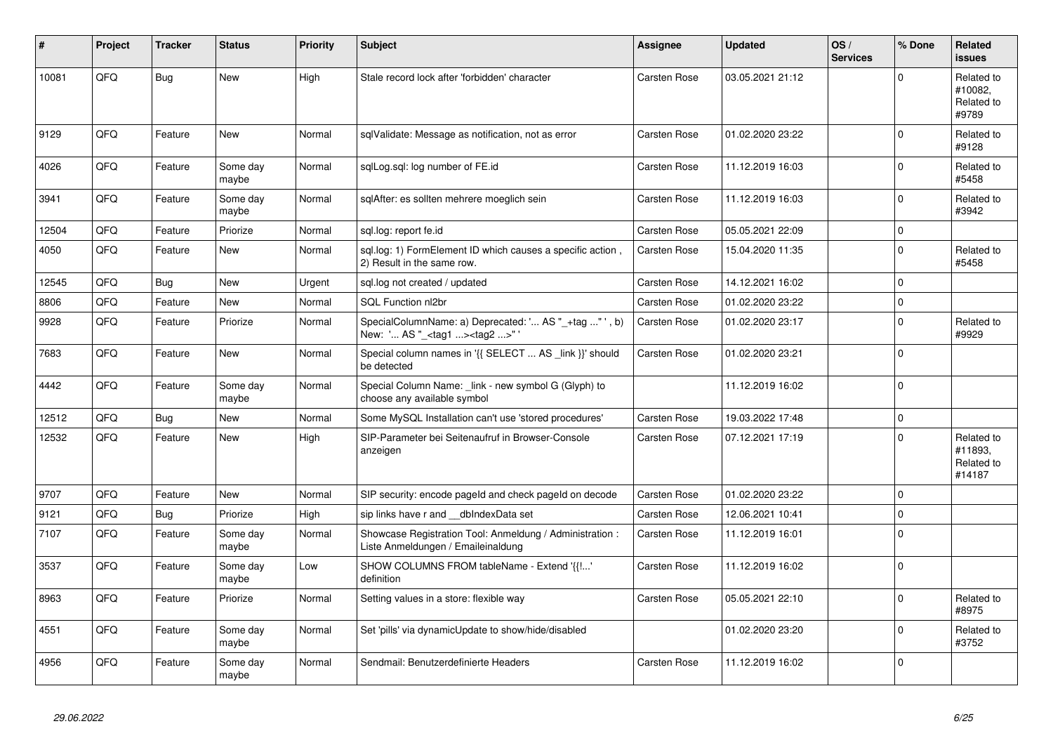| # | Project | Tracker | Status | Priority | Subject | Assignee | Updated | OS / Services | % Done | Related issues |
|---|---|---|---|---|---|---|---|---|---|---|
| 10081 | QFQ | Bug | New | High | Stale record lock after 'forbidden' character | Carsten Rose | 03.05.2021 21:12 | | 0 | Related to #10082, Related to #9789 |
| 9129 | QFQ | Feature | New | Normal | sqlValidate: Message as notification, not as error | Carsten Rose | 01.02.2020 23:22 | | 0 | Related to #9128 |
| 4026 | QFQ | Feature | Some day maybe | Normal | sqlLog.sql: log number of FE.id | Carsten Rose | 11.12.2019 16:03 | | 0 | Related to #5458 |
| 3941 | QFQ | Feature | Some day maybe | Normal | sqlAfter: es sollten mehrere moeglich sein | Carsten Rose | 11.12.2019 16:03 | | 0 | Related to #3942 |
| 12504 | QFQ | Feature | Priorize | Normal | sql.log: report fe.id | Carsten Rose | 05.05.2021 22:09 | | 0 | |
| 4050 | QFQ | Feature | New | Normal | sql.log: 1) FormElement ID which causes a specific action , 2) Result in the same row. | Carsten Rose | 15.04.2020 11:35 | | 0 | Related to #5458 |
| 12545 | QFQ | Bug | New | Urgent | sql.log not created / updated | Carsten Rose | 14.12.2021 16:02 | | 0 | |
| 8806 | QFQ | Feature | New | Normal | SQL Function nl2br | Carsten Rose | 01.02.2020 23:22 | | 0 | |
| 9928 | QFQ | Feature | Priorize | Normal | SpecialColumnName: a) Deprecated: '... AS "_+tag ..." ', b) New: '... AS "_<tag1 ...><tag2 ...>" ' | Carsten Rose | 01.02.2020 23:17 | | 0 | Related to #9929 |
| 7683 | QFQ | Feature | New | Normal | Special column names in '{{ SELECT ... AS _link }}' should be detected | Carsten Rose | 01.02.2020 23:21 | | 0 | |
| 4442 | QFQ | Feature | Some day maybe | Normal | Special Column Name: _link - new symbol G (Glyph) to choose any available symbol | | 11.12.2019 16:02 | | 0 | |
| 12512 | QFQ | Bug | New | Normal | Some MySQL Installation can't use 'stored procedures' | Carsten Rose | 19.03.2022 17:48 | | 0 | |
| 12532 | QFQ | Feature | New | High | SIP-Parameter bei Seitenaufruf in Browser-Console anzeigen | Carsten Rose | 07.12.2021 17:19 | | 0 | Related to #11893, Related to #14187 |
| 9707 | QFQ | Feature | New | Normal | SIP security: encode pageId and check pageId on decode | Carsten Rose | 01.02.2020 23:22 | | 0 | |
| 9121 | QFQ | Bug | Priorize | High | sip links have r and __dbIndexData set | Carsten Rose | 12.06.2021 10:41 | | 0 | |
| 7107 | QFQ | Feature | Some day maybe | Normal | Showcase Registration Tool: Anmeldung / Administration : Liste Anmeldungen / Emaileinaldung | Carsten Rose | 11.12.2019 16:01 | | 0 | |
| 3537 | QFQ | Feature | Some day maybe | Low | SHOW COLUMNS FROM tableName - Extend '{{!...' definition | Carsten Rose | 11.12.2019 16:02 | | 0 | |
| 8963 | QFQ | Feature | Priorize | Normal | Setting values in a store: flexible way | Carsten Rose | 05.05.2021 22:10 | | 0 | Related to #8975 |
| 4551 | QFQ | Feature | Some day maybe | Normal | Set 'pills' via dynamicUpdate to show/hide/disabled | | 01.02.2020 23:20 | | 0 | Related to #3752 |
| 4956 | QFQ | Feature | Some day maybe | Normal | Sendmail: Benutzerdefinierte Headers | Carsten Rose | 11.12.2019 16:02 | | 0 | |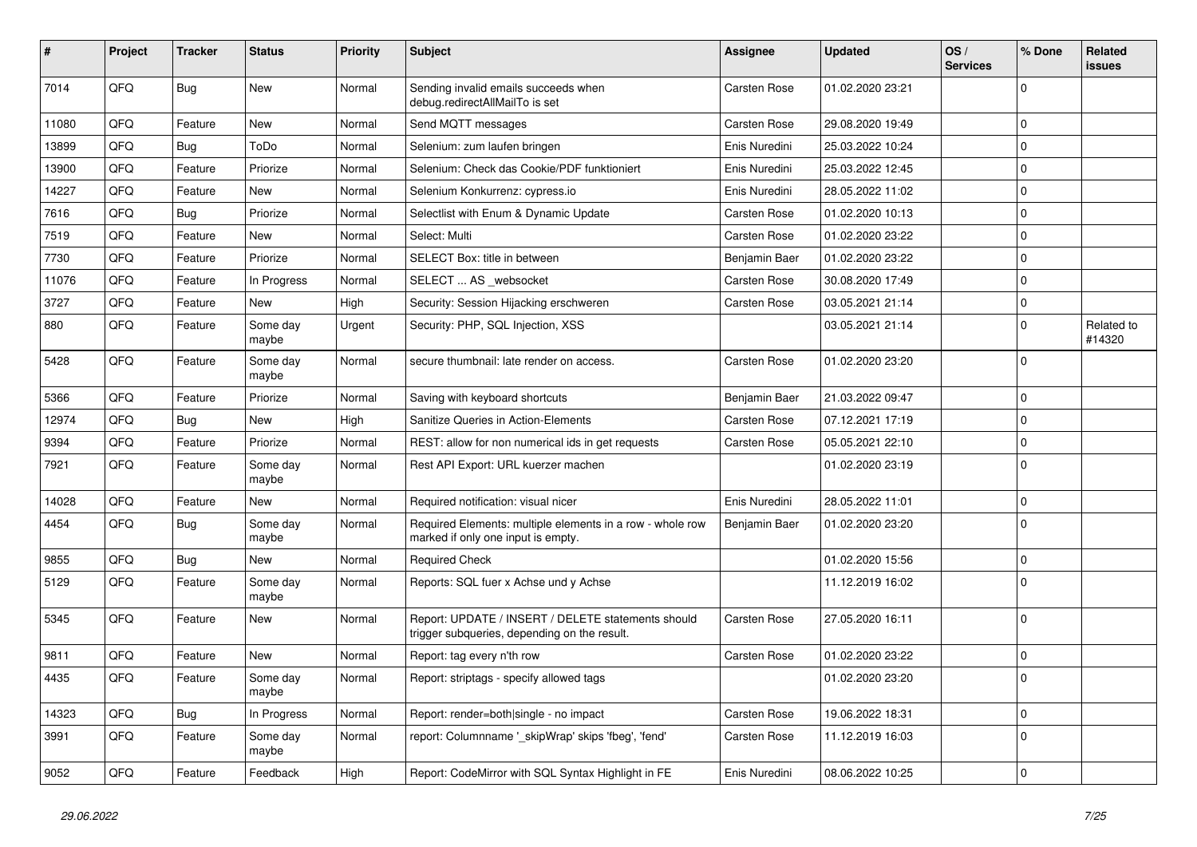| # | Project | Tracker | Status | Priority | Subject | Assignee | Updated | OS / Services | % Done | Related issues |
|---|---|---|---|---|---|---|---|---|---|---|
| 7014 | QFQ | Bug | New | Normal | Sending invalid emails succeeds when debug.redirectAllMailTo is set | Carsten Rose | 01.02.2020 23:21 | | 0 | |
| 11080 | QFQ | Feature | New | Normal | Send MQTT messages | Carsten Rose | 29.08.2020 19:49 | | 0 | |
| 13899 | QFQ | Bug | ToDo | Normal | Selenium: zum laufen bringen | Enis Nuredini | 25.03.2022 10:24 | | 0 | |
| 13900 | QFQ | Feature | Priorize | Normal | Selenium: Check das Cookie/PDF funktioniert | Enis Nuredini | 25.03.2022 12:45 | | 0 | |
| 14227 | QFQ | Feature | New | Normal | Selenium Konkurrenz: cypress.io | Enis Nuredini | 28.05.2022 11:02 | | 0 | |
| 7616 | QFQ | Bug | Priorize | Normal | Selectlist with Enum & Dynamic Update | Carsten Rose | 01.02.2020 10:13 | | 0 | |
| 7519 | QFQ | Feature | New | Normal | Select: Multi | Carsten Rose | 01.02.2020 23:22 | | 0 | |
| 7730 | QFQ | Feature | Priorize | Normal | SELECT Box: title in between | Benjamin Baer | 01.02.2020 23:22 | | 0 | |
| 11076 | QFQ | Feature | In Progress | Normal | SELECT ... AS _websocket | Carsten Rose | 30.08.2020 17:49 | | 0 | |
| 3727 | QFQ | Feature | New | High | Security: Session Hijacking erschweren | Carsten Rose | 03.05.2021 21:14 | | 0 | |
| 880 | QFQ | Feature | Some day maybe | Urgent | Security: PHP, SQL Injection, XSS | | 03.05.2021 21:14 | | 0 | Related to #14320 |
| 5428 | QFQ | Feature | Some day maybe | Normal | secure thumbnail: late render on access. | Carsten Rose | 01.02.2020 23:20 | | 0 | |
| 5366 | QFQ | Feature | Priorize | Normal | Saving with keyboard shortcuts | Benjamin Baer | 21.03.2022 09:47 | | 0 | |
| 12974 | QFQ | Bug | New | High | Sanitize Queries in Action-Elements | Carsten Rose | 07.12.2021 17:19 | | 0 | |
| 9394 | QFQ | Feature | Priorize | Normal | REST: allow for non numerical ids in get requests | Carsten Rose | 05.05.2021 22:10 | | 0 | |
| 7921 | QFQ | Feature | Some day maybe | Normal | Rest API Export: URL kuerzer machen | | 01.02.2020 23:19 | | 0 | |
| 14028 | QFQ | Feature | New | Normal | Required notification: visual nicer | Enis Nuredini | 28.05.2022 11:01 | | 0 | |
| 4454 | QFQ | Bug | Some day maybe | Normal | Required Elements: multiple elements in a row - whole row marked if only one input is empty. | Benjamin Baer | 01.02.2020 23:20 | | 0 | |
| 9855 | QFQ | Bug | New | Normal | Required Check | | 01.02.2020 15:56 | | 0 | |
| 5129 | QFQ | Feature | Some day maybe | Normal | Reports: SQL fuer x Achse und y Achse | | 11.12.2019 16:02 | | 0 | |
| 5345 | QFQ | Feature | New | Normal | Report: UPDATE / INSERT / DELETE statements should trigger subqueries, depending on the result. | Carsten Rose | 27.05.2020 16:11 | | 0 | |
| 9811 | QFQ | Feature | New | Normal | Report: tag every n'th row | Carsten Rose | 01.02.2020 23:22 | | 0 | |
| 4435 | QFQ | Feature | Some day maybe | Normal | Report: striptags - specify allowed tags | | 01.02.2020 23:20 | | 0 | |
| 14323 | QFQ | Bug | In Progress | Normal | Report: render=both\|single - no impact | Carsten Rose | 19.06.2022 18:31 | | 0 | |
| 3991 | QFQ | Feature | Some day maybe | Normal | report: Columnname '_skipWrap' skips 'fbeg', 'fend' | Carsten Rose | 11.12.2019 16:03 | | 0 | |
| 9052 | QFQ | Feature | Feedback | High | Report: CodeMirror with SQL Syntax Highlight in FE | Enis Nuredini | 08.06.2022 10:25 | | 0 | |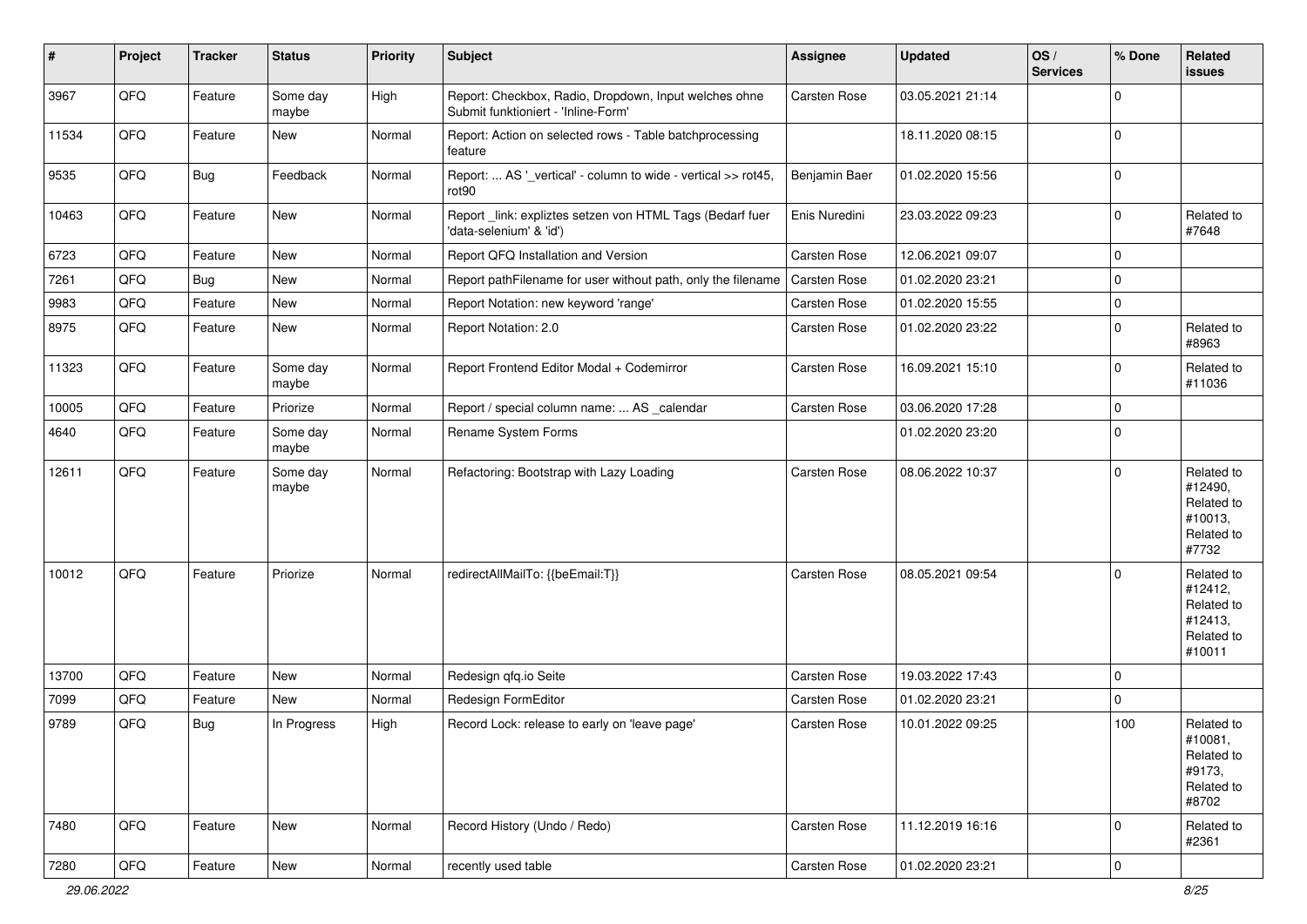| # | Project | Tracker | Status | Priority | Subject | Assignee | Updated | OS / Services | % Done | Related issues |
|---|---|---|---|---|---|---|---|---|---|---|
| 3967 | QFQ | Feature | Some day maybe | High | Report: Checkbox, Radio, Dropdown, Input welches ohne Submit funktioniert - 'Inline-Form' | Carsten Rose | 03.05.2021 21:14 | | 0 | |
| 11534 | QFQ | Feature | New | Normal | Report: Action on selected rows - Table batchprocessing feature | | 18.11.2020 08:15 | | 0 | |
| 9535 | QFQ | Bug | Feedback | Normal | Report: ... AS '_vertical' - column to wide - vertical >> rot45, rot90 | Benjamin Baer | 01.02.2020 15:56 | | 0 | |
| 10463 | QFQ | Feature | New | Normal | Report _link: expliztes setzen von HTML Tags (Bedarf fuer 'data-selenium' & 'id') | Enis Nuredini | 23.03.2022 09:23 | | 0 | Related to #7648 |
| 6723 | QFQ | Feature | New | Normal | Report QFQ Installation and Version | Carsten Rose | 12.06.2021 09:07 | | 0 | |
| 7261 | QFQ | Bug | New | Normal | Report pathFilename for user without path, only the filename | Carsten Rose | 01.02.2020 23:21 | | 0 | |
| 9983 | QFQ | Feature | New | Normal | Report Notation: new keyword 'range' | Carsten Rose | 01.02.2020 15:55 | | 0 | |
| 8975 | QFQ | Feature | New | Normal | Report Notation: 2.0 | Carsten Rose | 01.02.2020 23:22 | | 0 | Related to #8963 |
| 11323 | QFQ | Feature | Some day maybe | Normal | Report Frontend Editor Modal + Codemirror | Carsten Rose | 16.09.2021 15:10 | | 0 | Related to #11036 |
| 10005 | QFQ | Feature | Priorize | Normal | Report / special column name: ... AS _calendar | Carsten Rose | 03.06.2020 17:28 | | 0 | |
| 4640 | QFQ | Feature | Some day maybe | Normal | Rename System Forms | | 01.02.2020 23:20 | | 0 | |
| 12611 | QFQ | Feature | Some day maybe | Normal | Refactoring: Bootstrap with Lazy Loading | Carsten Rose | 08.06.2022 10:37 | | 0 | Related to #12490, Related to #10013, Related to #7732 |
| 10012 | QFQ | Feature | Priorize | Normal | redirectAllMailTo: {{beEmail:T}} | Carsten Rose | 08.05.2021 09:54 | | 0 | Related to #12412, Related to #12413, Related to #10011 |
| 13700 | QFQ | Feature | New | Normal | Redesign qfq.io Seite | Carsten Rose | 19.03.2022 17:43 | | 0 | |
| 7099 | QFQ | Feature | New | Normal | Redesign FormEditor | Carsten Rose | 01.02.2020 23:21 | | 0 | |
| 9789 | QFQ | Bug | In Progress | High | Record Lock: release to early on 'leave page' | Carsten Rose | 10.01.2022 09:25 | | 100 | Related to #10081, Related to #9173, Related to #8702 |
| 7480 | QFQ | Feature | New | Normal | Record History (Undo / Redo) | Carsten Rose | 11.12.2019 16:16 | | 0 | Related to #2361 |
| 7280 | QFQ | Feature | New | Normal | recently used table | Carsten Rose | 01.02.2020 23:21 | | 0 | |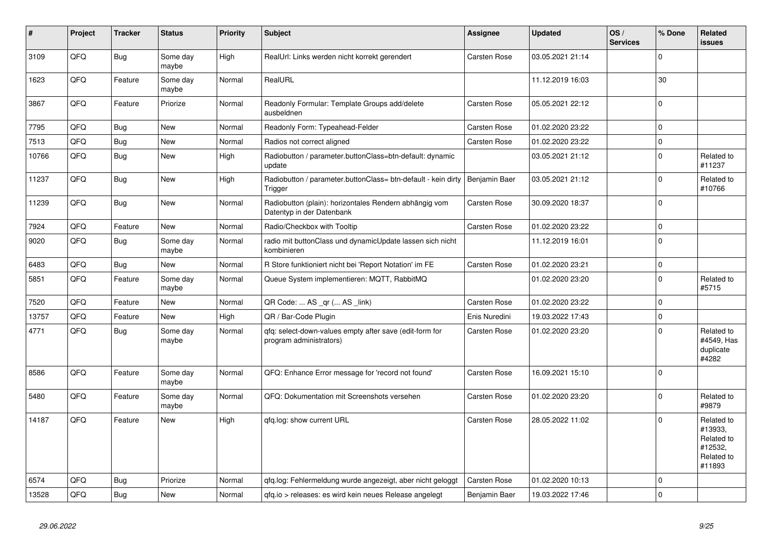| # | Project | Tracker | Status | Priority | Subject | Assignee | Updated | OS / Services | % Done | Related issues |
|---|---|---|---|---|---|---|---|---|---|---|
| 3109 | QFQ | Bug | Some day maybe | High | RealUrl: Links werden nicht korrekt gerendert | Carsten Rose | 03.05.2021 21:14 | | 0 | |
| 1623 | QFQ | Feature | Some day maybe | Normal | RealURL | | 11.12.2019 16:03 | | 30 | |
| 3867 | QFQ | Feature | Priorize | Normal | Readonly Formular: Template Groups add/delete ausbeldnen | Carsten Rose | 05.05.2021 22:12 | | 0 | |
| 7795 | QFQ | Bug | New | Normal | Readonly Form: Typeahead-Felder | Carsten Rose | 01.02.2020 23:22 | | 0 | |
| 7513 | QFQ | Bug | New | Normal | Radios not correct aligned | Carsten Rose | 01.02.2020 23:22 | | 0 | |
| 10766 | QFQ | Bug | New | High | Radiobutton / parameter.buttonClass=btn-default: dynamic update | | 03.05.2021 21:12 | | 0 | Related to #11237 |
| 11237 | QFQ | Bug | New | High | Radiobutton / parameter.buttonClass= btn-default - kein dirty Trigger | Benjamin Baer | 03.05.2021 21:12 | | 0 | Related to #10766 |
| 11239 | QFQ | Bug | New | Normal | Radiobutton (plain): horizontales Rendern abhängig vom Datentyp in der Datenbank | Carsten Rose | 30.09.2020 18:37 | | 0 | |
| 7924 | QFQ | Feature | New | Normal | Radio/Checkbox with Tooltip | Carsten Rose | 01.02.2020 23:22 | | 0 | |
| 9020 | QFQ | Bug | Some day maybe | Normal | radio mit buttonClass und dynamicUpdate lassen sich nicht kombinieren | | 11.12.2019 16:01 | | 0 | |
| 6483 | QFQ | Bug | New | Normal | R Store funktioniert nicht bei 'Report Notation' im FE | Carsten Rose | 01.02.2020 23:21 | | 0 | |
| 5851 | QFQ | Feature | Some day maybe | Normal | Queue System implementieren: MQTT, RabbitMQ | | 01.02.2020 23:20 | | 0 | Related to #5715 |
| 7520 | QFQ | Feature | New | Normal | QR Code: ... AS _qr ( ... AS _link) | Carsten Rose | 01.02.2020 23:22 | | 0 | |
| 13757 | QFQ | Feature | New | High | QR / Bar-Code Plugin | Enis Nuredini | 19.03.2022 17:43 | | 0 | |
| 4771 | QFQ | Bug | Some day maybe | Normal | qfq: select-down-values empty after save (edit-form for program administrators) | Carsten Rose | 01.02.2020 23:20 | | 0 | Related to #4549, Has duplicate #4282 |
| 8586 | QFQ | Feature | Some day maybe | Normal | QFQ: Enhance Error message for 'record not found' | Carsten Rose | 16.09.2021 15:10 | | 0 | |
| 5480 | QFQ | Feature | Some day maybe | Normal | QFQ: Dokumentation mit Screenshots versehen | Carsten Rose | 01.02.2020 23:20 | | 0 | Related to #9879 |
| 14187 | QFQ | Feature | New | High | qfq.log: show current URL | Carsten Rose | 28.05.2022 11:02 | | 0 | Related to #13933, Related to #12532, Related to #11893 |
| 6574 | QFQ | Bug | Priorize | Normal | qfq.log: Fehlermeldung wurde angezeigt, aber nicht geloggt | Carsten Rose | 01.02.2020 10:13 | | 0 | |
| 13528 | QFQ | Bug | New | Normal | qfq.io > releases: es wird kein neues Release angelegt | Benjamin Baer | 19.03.2022 17:46 | | 0 | |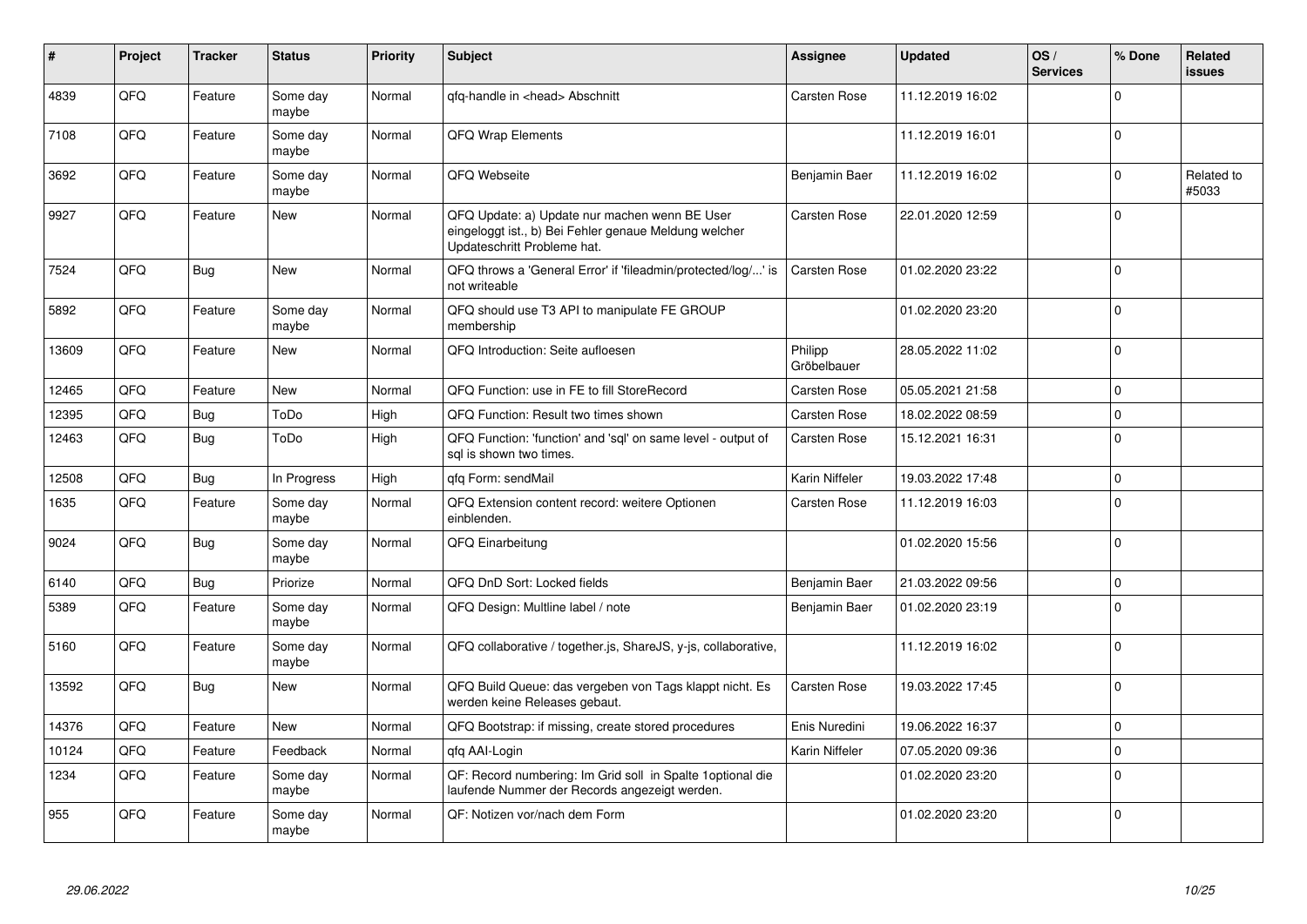| # | Project | Tracker | Status | Priority | Subject | Assignee | Updated | OS / Services | % Done | Related issues |
|---|---|---|---|---|---|---|---|---|---|---|
| 4839 | QFQ | Feature | Some day maybe | Normal | qfq-handle in <head> Abschnitt | Carsten Rose | 11.12.2019 16:02 | | 0 | |
| 7108 | QFQ | Feature | Some day maybe | Normal | QFQ Wrap Elements | | 11.12.2019 16:01 | | 0 | |
| 3692 | QFQ | Feature | Some day maybe | Normal | QFQ Webseite | Benjamin Baer | 11.12.2019 16:02 | | 0 | Related to #5033 |
| 9927 | QFQ | Feature | New | Normal | QFQ Update: a) Update nur machen wenn BE User eingeloggt ist., b) Bei Fehler genaue Meldung welcher Updateschritt Probleme hat. | Carsten Rose | 22.01.2020 12:59 | | 0 | |
| 7524 | QFQ | Bug | New | Normal | QFQ throws a 'General Error' if 'fileadmin/protected/log/...' is not writeable | Carsten Rose | 01.02.2020 23:22 | | 0 | |
| 5892 | QFQ | Feature | Some day maybe | Normal | QFQ should use T3 API to manipulate FE GROUP membership | | 01.02.2020 23:20 | | 0 | |
| 13609 | QFQ | Feature | New | Normal | QFQ Introduction: Seite aufloesen | Philipp Gröbelbauer | 28.05.2022 11:02 | | 0 | |
| 12465 | QFQ | Feature | New | Normal | QFQ Function: use in FE to fill StoreRecord | Carsten Rose | 05.05.2021 21:58 | | 0 | |
| 12395 | QFQ | Bug | ToDo | High | QFQ Function: Result two times shown | Carsten Rose | 18.02.2022 08:59 | | 0 | |
| 12463 | QFQ | Bug | ToDo | High | QFQ Function: 'function' and 'sql' on same level - output of sql is shown two times. | Carsten Rose | 15.12.2021 16:31 | | 0 | |
| 12508 | QFQ | Bug | In Progress | High | qfq Form: sendMail | Karin Niffeler | 19.03.2022 17:48 | | 0 | |
| 1635 | QFQ | Feature | Some day maybe | Normal | QFQ Extension content record: weitere Optionen einblenden. | Carsten Rose | 11.12.2019 16:03 | | 0 | |
| 9024 | QFQ | Bug | Some day maybe | Normal | QFQ Einarbeitung | | 01.02.2020 15:56 | | 0 | |
| 6140 | QFQ | Bug | Priorize | Normal | QFQ DnD Sort: Locked fields | Benjamin Baer | 21.03.2022 09:56 | | 0 | |
| 5389 | QFQ | Feature | Some day maybe | Normal | QFQ Design: Multline label / note | Benjamin Baer | 01.02.2020 23:19 | | 0 | |
| 5160 | QFQ | Feature | Some day maybe | Normal | QFQ collaborative / together.js, ShareJS, y-js, collaborative, | | 11.12.2019 16:02 | | 0 | |
| 13592 | QFQ | Bug | New | Normal | QFQ Build Queue: das vergeben von Tags klappt nicht. Es werden keine Releases gebaut. | Carsten Rose | 19.03.2022 17:45 | | 0 | |
| 14376 | QFQ | Feature | New | Normal | QFQ Bootstrap: if missing, create stored procedures | Enis Nuredini | 19.06.2022 16:37 | | 0 | |
| 10124 | QFQ | Feature | Feedback | Normal | qfq AAI-Login | Karin Niffeler | 07.05.2020 09:36 | | 0 | |
| 1234 | QFQ | Feature | Some day maybe | Normal | QF: Record numbering: Im Grid soll in Spalte 1optional die laufende Nummer der Records angezeigt werden. | | 01.02.2020 23:20 | | 0 | |
| 955 | QFQ | Feature | Some day maybe | Normal | QF: Notizen vor/nach dem Form | | 01.02.2020 23:20 | | 0 | |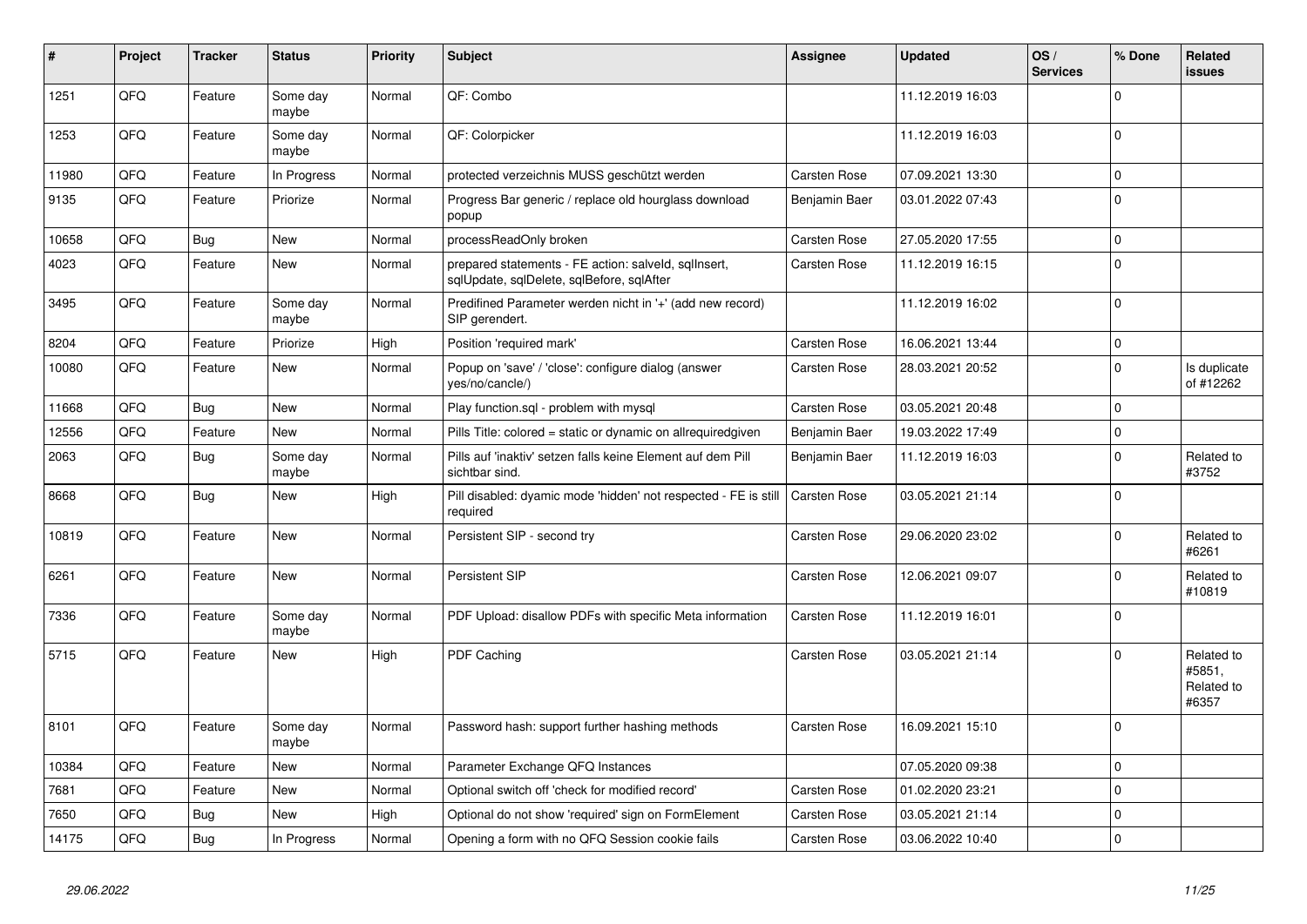| # | Project | Tracker | Status | Priority | Subject | Assignee | Updated | OS / Services | % Done | Related issues |
|---|---|---|---|---|---|---|---|---|---|---|
| 1251 | QFQ | Feature | Some day maybe | Normal | QF: Combo | | 11.12.2019 16:03 | | 0 | |
| 1253 | QFQ | Feature | Some day maybe | Normal | QF: Colorpicker | | 11.12.2019 16:03 | | 0 | |
| 11980 | QFQ | Feature | In Progress | Normal | protected verzeichnis MUSS geschützt werden | Carsten Rose | 07.09.2021 13:30 | | 0 | |
| 9135 | QFQ | Feature | Priorize | Normal | Progress Bar generic / replace old hourglass download popup | Benjamin Baer | 03.01.2022 07:43 | | 0 | |
| 10658 | QFQ | Bug | New | Normal | processReadOnly broken | Carsten Rose | 27.05.2020 17:55 | | 0 | |
| 4023 | QFQ | Feature | New | Normal | prepared statements - FE action: salveld, sqlInsert, sqlUpdate, sqlDelete, sqlBefore, sqlAfter | Carsten Rose | 11.12.2019 16:15 | | 0 | |
| 3495 | QFQ | Feature | Some day maybe | Normal | Predifined Parameter werden nicht in '+' (add new record) SIP gerendert. | | 11.12.2019 16:02 | | 0 | |
| 8204 | QFQ | Feature | Priorize | High | Position 'required mark' | Carsten Rose | 16.06.2021 13:44 | | 0 | |
| 10080 | QFQ | Feature | New | Normal | Popup on 'save' / 'close': configure dialog (answer yes/no/cancle/) | Carsten Rose | 28.03.2021 20:52 | | 0 | Is duplicate of #12262 |
| 11668 | QFQ | Bug | New | Normal | Play function.sql - problem with mysql | Carsten Rose | 03.05.2021 20:48 | | 0 | |
| 12556 | QFQ | Feature | New | Normal | Pills Title: colored = static or dynamic on allrequiredgiven | Benjamin Baer | 19.03.2022 17:49 | | 0 | |
| 2063 | QFQ | Bug | Some day maybe | Normal | Pills auf 'inaktiv' setzen falls keine Element auf dem Pill sichtbar sind. | Benjamin Baer | 11.12.2019 16:03 | | 0 | Related to #3752 |
| 8668 | QFQ | Bug | New | High | Pill disabled: dyamic mode 'hidden' not respected - FE is still required | Carsten Rose | 03.05.2021 21:14 | | 0 | |
| 10819 | QFQ | Feature | New | Normal | Persistent SIP - second try | Carsten Rose | 29.06.2020 23:02 | | 0 | Related to #6261 |
| 6261 | QFQ | Feature | New | Normal | Persistent SIP | Carsten Rose | 12.06.2021 09:07 | | 0 | Related to #10819 |
| 7336 | QFQ | Feature | Some day maybe | Normal | PDF Upload: disallow PDFs with specific Meta information | Carsten Rose | 11.12.2019 16:01 | | 0 | |
| 5715 | QFQ | Feature | New | High | PDF Caching | Carsten Rose | 03.05.2021 21:14 | | 0 | Related to #5851, Related to #6357 |
| 8101 | QFQ | Feature | Some day maybe | Normal | Password hash: support further hashing methods | Carsten Rose | 16.09.2021 15:10 | | 0 | |
| 10384 | QFQ | Feature | New | Normal | Parameter Exchange QFQ Instances | | 07.05.2020 09:38 | | 0 | |
| 7681 | QFQ | Feature | New | Normal | Optional switch off 'check for modified record' | Carsten Rose | 01.02.2020 23:21 | | 0 | |
| 7650 | QFQ | Bug | New | High | Optional do not show 'required' sign on FormElement | Carsten Rose | 03.05.2021 21:14 | | 0 | |
| 14175 | QFQ | Bug | In Progress | Normal | Opening a form with no QFQ Session cookie fails | Carsten Rose | 03.06.2022 10:40 | | 0 | |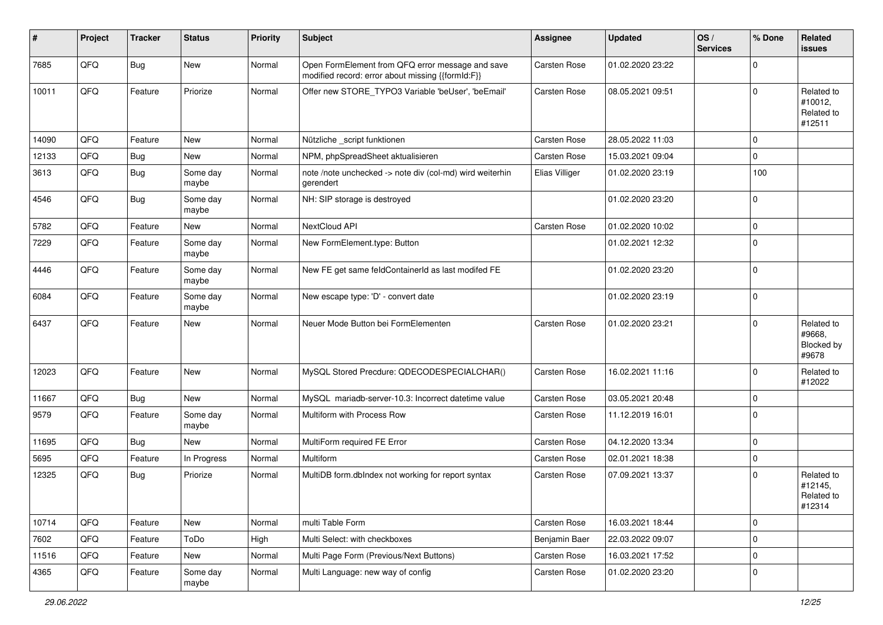| # | Project | Tracker | Status | Priority | Subject | Assignee | Updated | OS / Services | % Done | Related issues |
|---|---|---|---|---|---|---|---|---|---|---|
| 7685 | QFQ | Bug | New | Normal | Open FormElement from QFQ error message and save modified record: error about missing {{formId:F}} | Carsten Rose | 01.02.2020 23:22 | | 0 | |
| 10011 | QFQ | Feature | Priorize | Normal | Offer new STORE_TYPO3 Variable 'beUser', 'beEmail' | Carsten Rose | 08.05.2021 09:51 | | 0 | Related to #10012, Related to #12511 |
| 14090 | QFQ | Feature | New | Normal | Nützliche _script funktionen | Carsten Rose | 28.05.2022 11:03 | | 0 | |
| 12133 | QFQ | Bug | New | Normal | NPM, phpSpreadSheet aktualisieren | Carsten Rose | 15.03.2021 09:04 | | 0 | |
| 3613 | QFQ | Bug | Some day maybe | Normal | note /note unchecked -> note div (col-md) wird weiterhin gerendert | Elias Villiger | 01.02.2020 23:19 | | 100 | |
| 4546 | QFQ | Bug | Some day maybe | Normal | NH: SIP storage is destroyed | | 01.02.2020 23:20 | | 0 | |
| 5782 | QFQ | Feature | New | Normal | NextCloud API | Carsten Rose | 01.02.2020 10:02 | | 0 | |
| 7229 | QFQ | Feature | Some day maybe | Normal | New FormElement.type: Button | | 01.02.2021 12:32 | | 0 | |
| 4446 | QFQ | Feature | Some day maybe | Normal | New FE get same feldContainerId as last modifed FE | | 01.02.2020 23:20 | | 0 | |
| 6084 | QFQ | Feature | Some day maybe | Normal | New escape type: 'D' - convert date | | 01.02.2020 23:19 | | 0 | |
| 6437 | QFQ | Feature | New | Normal | Neuer Mode Button bei FormElementen | Carsten Rose | 01.02.2020 23:21 | | 0 | Related to #9668, Blocked by #9678 |
| 12023 | QFQ | Feature | New | Normal | MySQL Stored Precdure: QDECODESPECIALCHAR() | Carsten Rose | 16.02.2021 11:16 | | 0 | Related to #12022 |
| 11667 | QFQ | Bug | New | Normal | MySQL mariadb-server-10.3: Incorrect datetime value | Carsten Rose | 03.05.2021 20:48 | | 0 | |
| 9579 | QFQ | Feature | Some day maybe | Normal | Multiform with Process Row | Carsten Rose | 11.12.2019 16:01 | | 0 | |
| 11695 | QFQ | Bug | New | Normal | MultiForm required FE Error | Carsten Rose | 04.12.2020 13:34 | | 0 | |
| 5695 | QFQ | Feature | In Progress | Normal | Multiform | Carsten Rose | 02.01.2021 18:38 | | 0 | |
| 12325 | QFQ | Bug | Priorize | Normal | MultiDB form.dbIndex not working for report syntax | Carsten Rose | 07.09.2021 13:37 | | 0 | Related to #12145, Related to #12314 |
| 10714 | QFQ | Feature | New | Normal | multi Table Form | Carsten Rose | 16.03.2021 18:44 | | 0 | |
| 7602 | QFQ | Feature | ToDo | High | Multi Select: with checkboxes | Benjamin Baer | 22.03.2022 09:07 | | 0 | |
| 11516 | QFQ | Feature | New | Normal | Multi Page Form (Previous/Next Buttons) | Carsten Rose | 16.03.2021 17:52 | | 0 | |
| 4365 | QFQ | Feature | Some day maybe | Normal | Multi Language: new way of config | Carsten Rose | 01.02.2020 23:20 | | 0 | |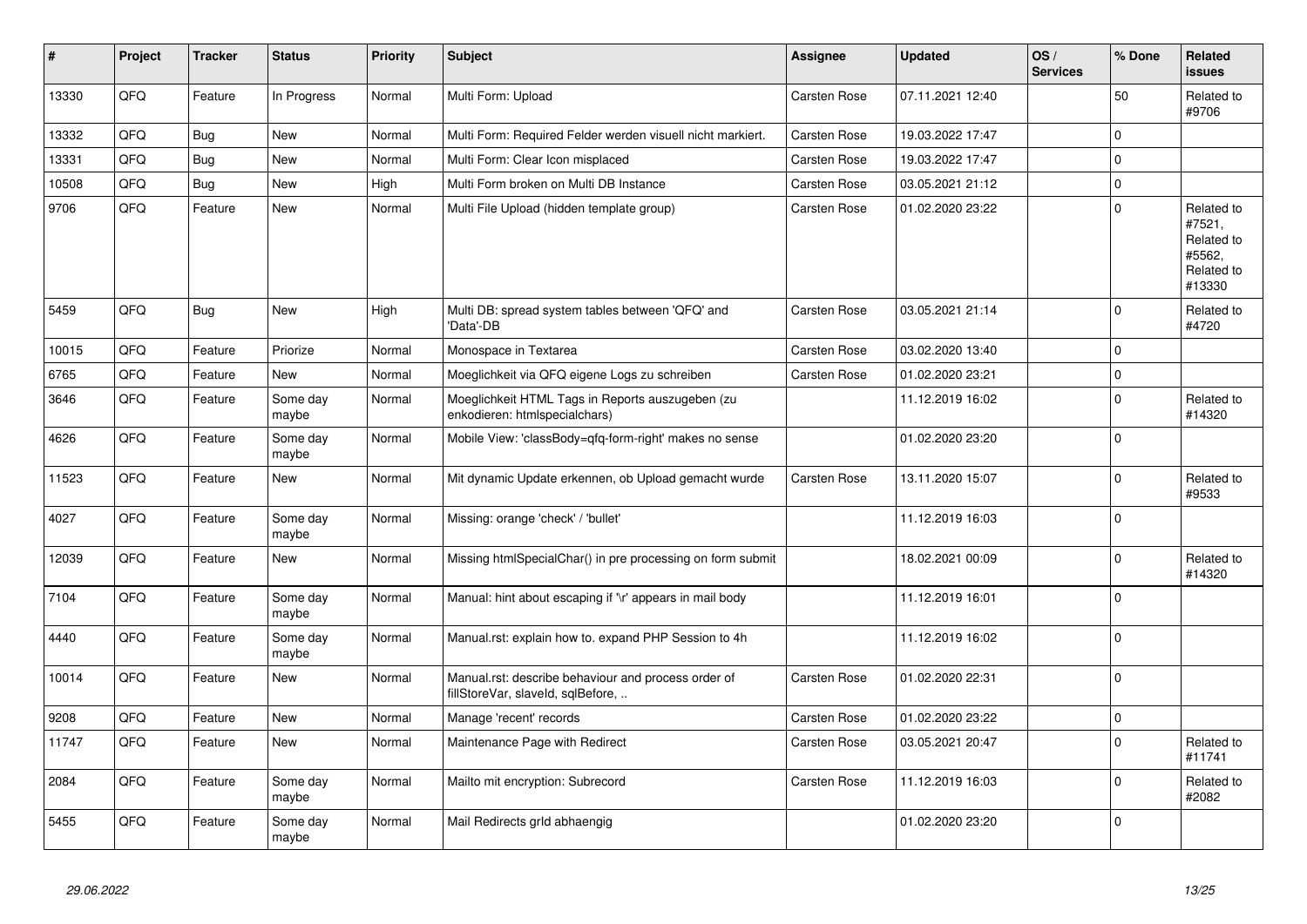| # | Project | Tracker | Status | Priority | Subject | Assignee | Updated | OS / Services | % Done | Related issues |
|---|---|---|---|---|---|---|---|---|---|---|
| 13330 | QFQ | Feature | In Progress | Normal | Multi Form: Upload | Carsten Rose | 07.11.2021 12:40 | | 50 | Related to #9706 |
| 13332 | QFQ | Bug | New | Normal | Multi Form: Required Felder werden visuell nicht markiert. | Carsten Rose | 19.03.2022 17:47 | | 0 | |
| 13331 | QFQ | Bug | New | Normal | Multi Form: Clear Icon misplaced | Carsten Rose | 19.03.2022 17:47 | | 0 | |
| 10508 | QFQ | Bug | New | High | Multi Form broken on Multi DB Instance | Carsten Rose | 03.05.2021 21:12 | | 0 | |
| 9706 | QFQ | Feature | New | Normal | Multi File Upload (hidden template group) | Carsten Rose | 01.02.2020 23:22 | | 0 | Related to #7521, Related to #5562, Related to #13330 |
| 5459 | QFQ | Bug | New | High | Multi DB: spread system tables between 'QFQ' and 'Data'-DB | Carsten Rose | 03.05.2021 21:14 | | 0 | Related to #4720 |
| 10015 | QFQ | Feature | Priorize | Normal | Monospace in Textarea | Carsten Rose | 03.02.2020 13:40 | | 0 | |
| 6765 | QFQ | Feature | New | Normal | Moeglichkeit via QFQ eigene Logs zu schreiben | Carsten Rose | 01.02.2020 23:21 | | 0 | |
| 3646 | QFQ | Feature | Some day maybe | Normal | Moeglichkeit HTML Tags in Reports auszugeben (zu enkodieren: htmlspecialchars) | | 11.12.2019 16:02 | | 0 | Related to #14320 |
| 4626 | QFQ | Feature | Some day maybe | Normal | Mobile View: 'classBody=qfq-form-right' makes no sense | | 01.02.2020 23:20 | | 0 | |
| 11523 | QFQ | Feature | New | Normal | Mit dynamic Update erkennen, ob Upload gemacht wurde | Carsten Rose | 13.11.2020 15:07 | | 0 | Related to #9533 |
| 4027 | QFQ | Feature | Some day maybe | Normal | Missing: orange 'check' / 'bullet' | | 11.12.2019 16:03 | | 0 | |
| 12039 | QFQ | Feature | New | Normal | Missing htmlSpecialChar() in pre processing on form submit | | 18.02.2021 00:09 | | 0 | Related to #14320 |
| 7104 | QFQ | Feature | Some day maybe | Normal | Manual: hint about escaping if '\r' appears in mail body | | 11.12.2019 16:01 | | 0 | |
| 4440 | QFQ | Feature | Some day maybe | Normal | Manual.rst: explain how to. expand PHP Session to 4h | | 11.12.2019 16:02 | | 0 | |
| 10014 | QFQ | Feature | New | Normal | Manual.rst: describe behaviour and process order of fillStoreVar, slaveId, sqlBefore, .. | Carsten Rose | 01.02.2020 22:31 | | 0 | |
| 9208 | QFQ | Feature | New | Normal | Manage 'recent' records | Carsten Rose | 01.02.2020 23:22 | | 0 | |
| 11747 | QFQ | Feature | New | Normal | Maintenance Page with Redirect | Carsten Rose | 03.05.2021 20:47 | | 0 | Related to #11741 |
| 2084 | QFQ | Feature | Some day maybe | Normal | Mailto mit encryption: Subrecord | Carsten Rose | 11.12.2019 16:03 | | 0 | Related to #2082 |
| 5455 | QFQ | Feature | Some day maybe | Normal | Mail Redirects grld abhaengig | | 01.02.2020 23:20 | | 0 | |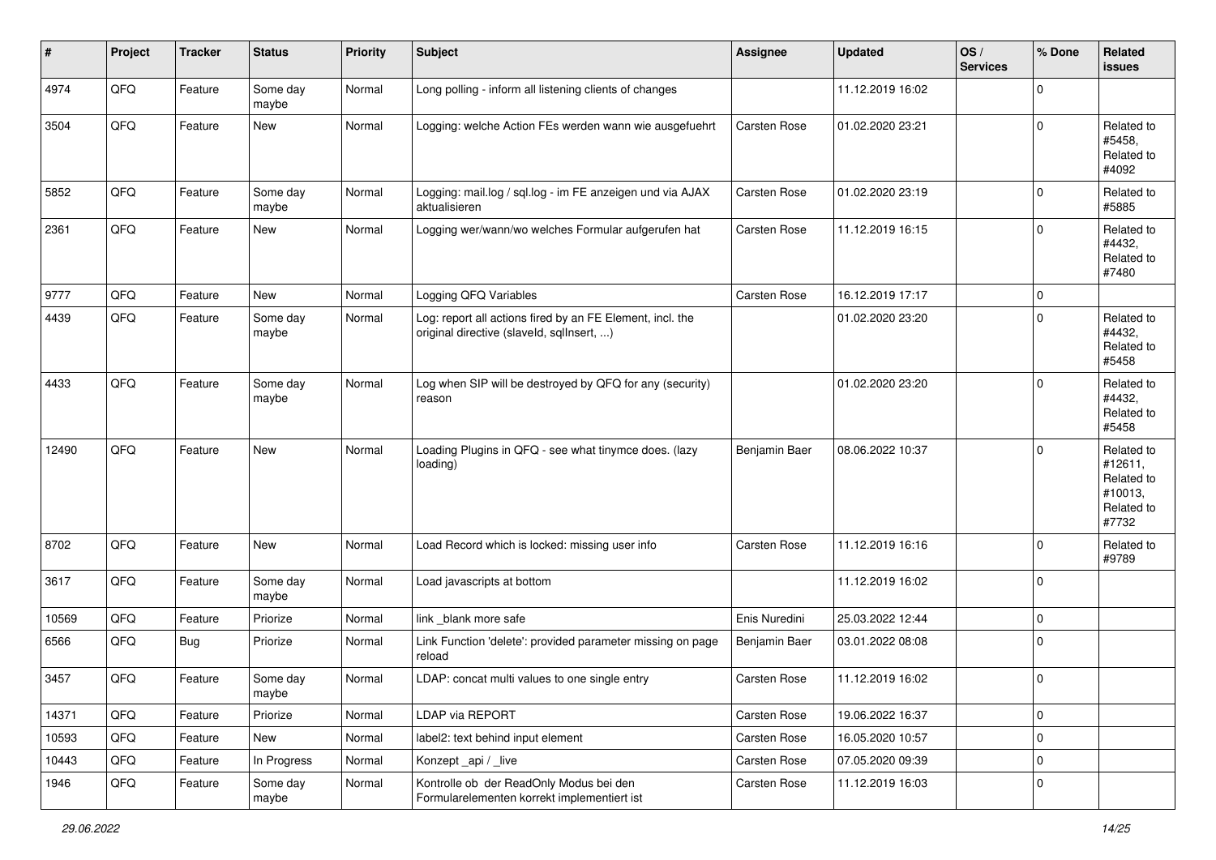| # | Project | Tracker | Status | Priority | Subject | Assignee | Updated | OS / Services | % Done | Related issues |
|---|---|---|---|---|---|---|---|---|---|---|
| 4974 | QFQ | Feature | Some day maybe | Normal | Long polling - inform all listening clients of changes | | 11.12.2019 16:02 | | 0 | |
| 3504 | QFQ | Feature | New | Normal | Logging: welche Action FEs werden wann wie ausgefuehrt | Carsten Rose | 01.02.2020 23:21 | | 0 | Related to #5458, Related to #4092 |
| 5852 | QFQ | Feature | Some day maybe | Normal | Logging: mail.log / sql.log - im FE anzeigen und via AJAX aktualisieren | Carsten Rose | 01.02.2020 23:19 | | 0 | Related to #5885 |
| 2361 | QFQ | Feature | New | Normal | Logging wer/wann/wo welches Formular aufgerufen hat | Carsten Rose | 11.12.2019 16:15 | | 0 | Related to #4432, Related to #7480 |
| 9777 | QFQ | Feature | New | Normal | Logging QFQ Variables | Carsten Rose | 16.12.2019 17:17 | | 0 | |
| 4439 | QFQ | Feature | Some day maybe | Normal | Log: report all actions fired by an FE Element, incl. the original directive (slaveId, sqlInsert, ...) | | 01.02.2020 23:20 | | 0 | Related to #4432, Related to #5458 |
| 4433 | QFQ | Feature | Some day maybe | Normal | Log when SIP will be destroyed by QFQ for any (security) reason | | 01.02.2020 23:20 | | 0 | Related to #4432, Related to #5458 |
| 12490 | QFQ | Feature | New | Normal | Loading Plugins in QFQ - see what tinymce does. (lazy loading) | Benjamin Baer | 08.06.2022 10:37 | | 0 | Related to #12611, Related to #10013, Related to #7732 |
| 8702 | QFQ | Feature | New | Normal | Load Record which is locked: missing user info | Carsten Rose | 11.12.2019 16:16 | | 0 | Related to #9789 |
| 3617 | QFQ | Feature | Some day maybe | Normal | Load javascripts at bottom | | 11.12.2019 16:02 | | 0 | |
| 10569 | QFQ | Feature | Priorize | Normal | link _blank more safe | Enis Nuredini | 25.03.2022 12:44 | | 0 | |
| 6566 | QFQ | Bug | Priorize | Normal | Link Function 'delete': provided parameter missing on page reload | Benjamin Baer | 03.01.2022 08:08 | | 0 | |
| 3457 | QFQ | Feature | Some day maybe | Normal | LDAP: concat multi values to one single entry | Carsten Rose | 11.12.2019 16:02 | | 0 | |
| 14371 | QFQ | Feature | Priorize | Normal | LDAP via REPORT | Carsten Rose | 19.06.2022 16:37 | | 0 | |
| 10593 | QFQ | Feature | New | Normal | label2: text behind input element | Carsten Rose | 16.05.2020 10:57 | | 0 | |
| 10443 | QFQ | Feature | In Progress | Normal | Konzept _api / _live | Carsten Rose | 07.05.2020 09:39 | | 0 | |
| 1946 | QFQ | Feature | Some day maybe | Normal | Kontrolle ob der ReadOnly Modus bei den Formularelementen korrekt implementiert ist | Carsten Rose | 11.12.2019 16:03 | | 0 | |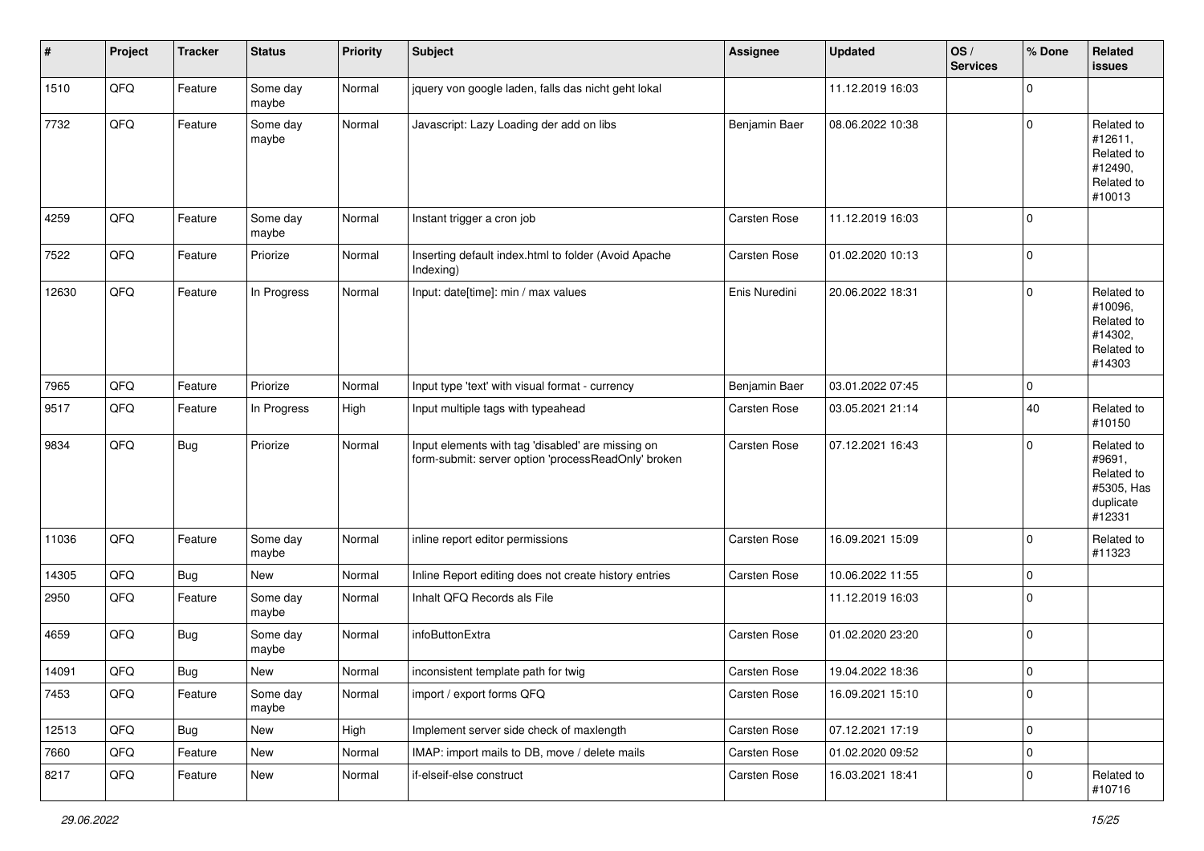| # | Project | Tracker | Status | Priority | Subject | Assignee | Updated | OS / Services | % Done | Related issues |
|---|---|---|---|---|---|---|---|---|---|---|
| 1510 | QFQ | Feature | Some day maybe | Normal | jquery von google laden, falls das nicht geht lokal | | 11.12.2019 16:03 | | 0 | |
| 7732 | QFQ | Feature | Some day maybe | Normal | Javascript: Lazy Loading der add on libs | Benjamin Baer | 08.06.2022 10:38 | | 0 | Related to #12611, Related to #12490, Related to #10013 |
| 4259 | QFQ | Feature | Some day maybe | Normal | Instant trigger a cron job | Carsten Rose | 11.12.2019 16:03 | | 0 | |
| 7522 | QFQ | Feature | Priorize | Normal | Inserting default index.html to folder (Avoid Apache Indexing) | Carsten Rose | 01.02.2020 10:13 | | 0 | |
| 12630 | QFQ | Feature | In Progress | Normal | Input: date[time]: min / max values | Enis Nuredini | 20.06.2022 18:31 | | 0 | Related to #10096, Related to #14302, Related to #14303 |
| 7965 | QFQ | Feature | Priorize | Normal | Input type 'text' with visual format - currency | Benjamin Baer | 03.01.2022 07:45 | | 0 | |
| 9517 | QFQ | Feature | In Progress | High | Input multiple tags with typeahead | Carsten Rose | 03.05.2021 21:14 | | 40 | Related to #10150 |
| 9834 | QFQ | Bug | Priorize | Normal | Input elements with tag 'disabled' are missing on form-submit: server option 'processReadOnly' broken | Carsten Rose | 07.12.2021 16:43 | | 0 | Related to #9691, Related to #5305, Has duplicate #12331 |
| 11036 | QFQ | Feature | Some day maybe | Normal | inline report editor permissions | Carsten Rose | 16.09.2021 15:09 | | 0 | Related to #11323 |
| 14305 | QFQ | Bug | New | Normal | Inline Report editing does not create history entries | Carsten Rose | 10.06.2022 11:55 | | 0 | |
| 2950 | QFQ | Feature | Some day maybe | Normal | Inhalt QFQ Records als File | | 11.12.2019 16:03 | | 0 | |
| 4659 | QFQ | Bug | Some day maybe | Normal | infoButtonExtra | Carsten Rose | 01.02.2020 23:20 | | 0 | |
| 14091 | QFQ | Bug | New | Normal | inconsistent template path for twig | Carsten Rose | 19.04.2022 18:36 | | 0 | |
| 7453 | QFQ | Feature | Some day maybe | Normal | import / export forms QFQ | Carsten Rose | 16.09.2021 15:10 | | 0 | |
| 12513 | QFQ | Bug | New | High | Implement server side check of maxlength | Carsten Rose | 07.12.2021 17:19 | | 0 | |
| 7660 | QFQ | Feature | New | Normal | IMAP: import mails to DB, move / delete mails | Carsten Rose | 01.02.2020 09:52 | | 0 | |
| 8217 | QFQ | Feature | New | Normal | if-elseif-else construct | Carsten Rose | 16.03.2021 18:41 | | 0 | Related to #10716 |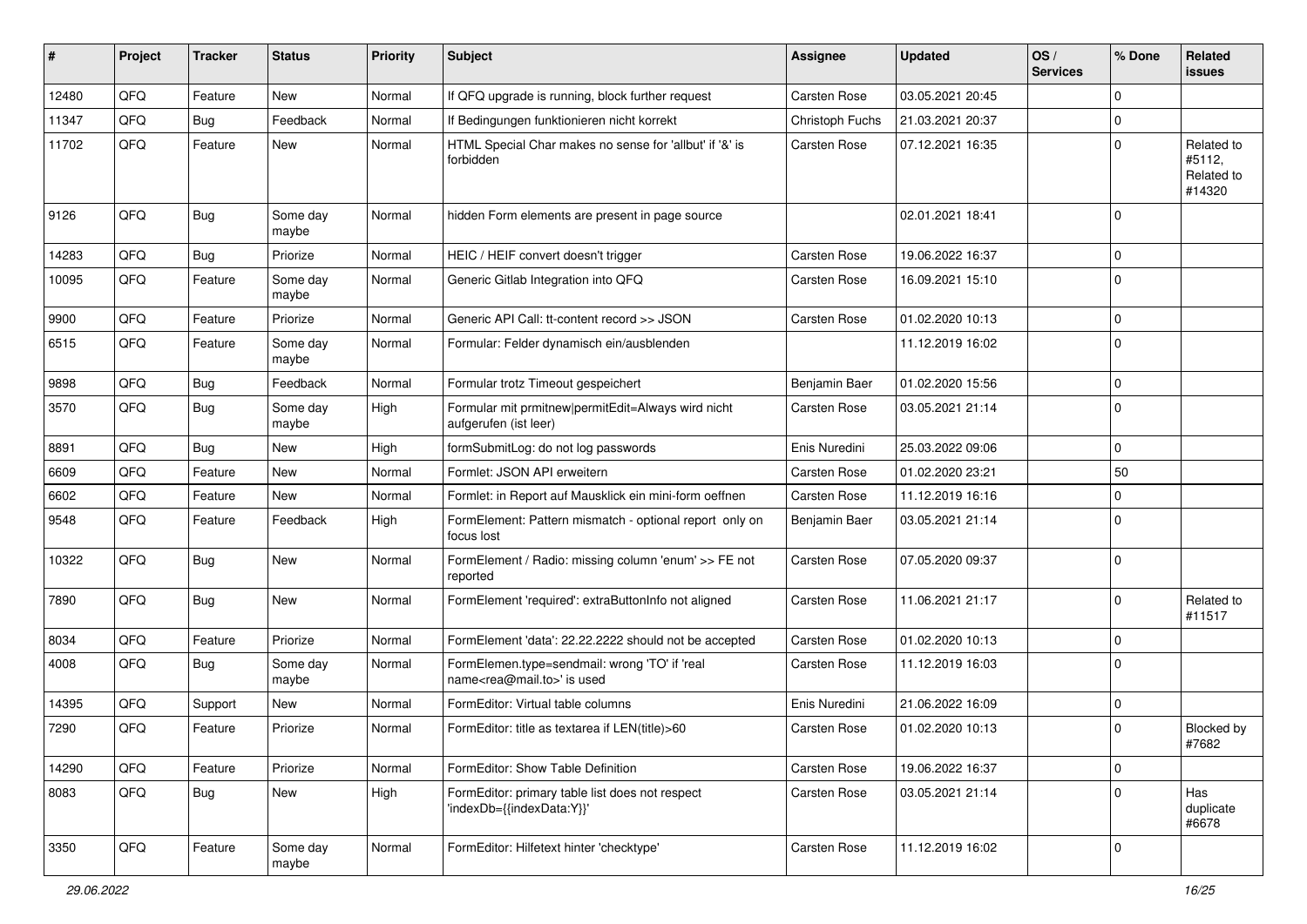| # | Project | Tracker | Status | Priority | Subject | Assignee | Updated | OS / Services | % Done | Related issues |
|---|---|---|---|---|---|---|---|---|---|---|
| 12480 | QFQ | Feature | New | Normal | If QFQ upgrade is running, block further request | Carsten Rose | 03.05.2021 20:45 | | 0 | |
| 11347 | QFQ | Bug | Feedback | Normal | If Bedingungen funktionieren nicht korrekt | Christoph Fuchs | 21.03.2021 20:37 | | 0 | |
| 11702 | QFQ | Feature | New | Normal | HTML Special Char makes no sense for 'allbut' if '&' is forbidden | Carsten Rose | 07.12.2021 16:35 | | 0 | Related to #5112, Related to #14320 |
| 9126 | QFQ | Bug | Some day maybe | Normal | hidden Form elements are present in page source | | 02.01.2021 18:41 | | 0 | |
| 14283 | QFQ | Bug | Priorize | Normal | HEIC / HEIF convert doesn't trigger | Carsten Rose | 19.06.2022 16:37 | | 0 | |
| 10095 | QFQ | Feature | Some day maybe | Normal | Generic Gitlab Integration into QFQ | Carsten Rose | 16.09.2021 15:10 | | 0 | |
| 9900 | QFQ | Feature | Priorize | Normal | Generic API Call: tt-content record >> JSON | Carsten Rose | 01.02.2020 10:13 | | 0 | |
| 6515 | QFQ | Feature | Some day maybe | Normal | Formular: Felder dynamisch ein/ausblenden | | 11.12.2019 16:02 | | 0 | |
| 9898 | QFQ | Bug | Feedback | Normal | Formular trotz Timeout gespeichert | Benjamin Baer | 01.02.2020 15:56 | | 0 | |
| 3570 | QFQ | Bug | Some day maybe | High | Formular mit prmitnew\|permitEdit=Always wird nicht aufgerufen (ist leer) | Carsten Rose | 03.05.2021 21:14 | | 0 | |
| 8891 | QFQ | Bug | New | High | formSubmitLog: do not log passwords | Enis Nuredini | 25.03.2022 09:06 | | 0 | |
| 6609 | QFQ | Feature | New | Normal | Formlet: JSON API erweitern | Carsten Rose | 01.02.2020 23:21 | | 50 | |
| 6602 | QFQ | Feature | New | Normal | Formlet: in Report auf Mausklick ein mini-form oeffnen | Carsten Rose | 11.12.2019 16:16 | | 0 | |
| 9548 | QFQ | Feature | Feedback | High | FormElement: Pattern mismatch - optional report only on focus lost | Benjamin Baer | 03.05.2021 21:14 | | 0 | |
| 10322 | QFQ | Bug | New | Normal | FormElement / Radio: missing column 'enum' >> FE not reported | Carsten Rose | 07.05.2020 09:37 | | 0 | |
| 7890 | QFQ | Bug | New | Normal | FormElement 'required': extraButtonInfo not aligned | Carsten Rose | 11.06.2021 21:17 | | 0 | Related to #11517 |
| 8034 | QFQ | Feature | Priorize | Normal | FormElement 'data': 22.22.2222 should not be accepted | Carsten Rose | 01.02.2020 10:13 | | 0 | |
| 4008 | QFQ | Bug | Some day maybe | Normal | FormElemen.type=sendmail: wrong 'TO' if 'real name<rea@mail.to>' is used | Carsten Rose | 11.12.2019 16:03 | | 0 | |
| 14395 | QFQ | Support | New | Normal | FormEditor: Virtual table columns | Enis Nuredini | 21.06.2022 16:09 | | 0 | |
| 7290 | QFQ | Feature | Priorize | Normal | FormEditor: title as textarea if LEN(title)>60 | Carsten Rose | 01.02.2020 10:13 | | 0 | Blocked by #7682 |
| 14290 | QFQ | Feature | Priorize | Normal | FormEditor: Show Table Definition | Carsten Rose | 19.06.2022 16:37 | | 0 | |
| 8083 | QFQ | Bug | New | High | FormEditor: primary table list does not respect 'indexDb={{indexData:Y}}' | Carsten Rose | 03.05.2021 21:14 | | 0 | Has duplicate #6678 |
| 3350 | QFQ | Feature | Some day maybe | Normal | FormEditor: Hilfetext hinter 'checktype' | Carsten Rose | 11.12.2019 16:02 | | 0 | |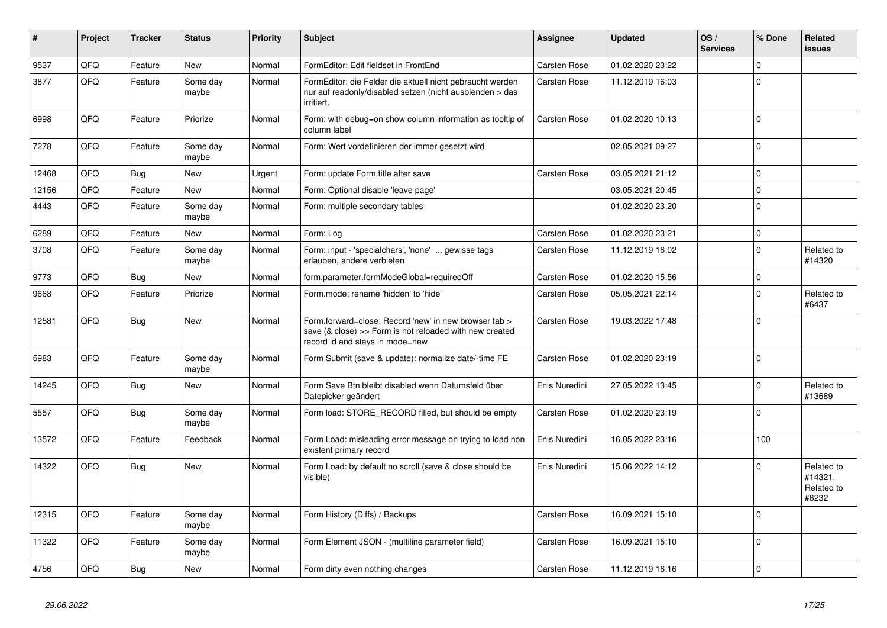| # | Project | Tracker | Status | Priority | Subject | Assignee | Updated | OS / Services | % Done | Related issues |
|---|---|---|---|---|---|---|---|---|---|---|
| 9537 | QFQ | Feature | New | Normal | FormEditor: Edit fieldset in FrontEnd | Carsten Rose | 01.02.2020 23:22 | | 0 | |
| 3877 | QFQ | Feature | Some day maybe | Normal | FormEditor: die Felder die aktuell nicht gebraucht werden nur auf readonly/disabled setzen (nicht ausblenden > das irritiert. | Carsten Rose | 11.12.2019 16:03 | | 0 | |
| 6998 | QFQ | Feature | Priorize | Normal | Form: with debug=on show column information as tooltip of column label | Carsten Rose | 01.02.2020 10:13 | | 0 | |
| 7278 | QFQ | Feature | Some day maybe | Normal | Form: Wert vordefinieren der immer gesetzt wird | | 02.05.2021 09:27 | | 0 | |
| 12468 | QFQ | Bug | New | Urgent | Form: update Form.title after save | Carsten Rose | 03.05.2021 21:12 | | 0 | |
| 12156 | QFQ | Feature | New | Normal | Form: Optional disable 'leave page' | | 03.05.2021 20:45 | | 0 | |
| 4443 | QFQ | Feature | Some day maybe | Normal | Form: multiple secondary tables | | 01.02.2020 23:20 | | 0 | |
| 6289 | QFQ | Feature | New | Normal | Form: Log | Carsten Rose | 01.02.2020 23:21 | | 0 | |
| 3708 | QFQ | Feature | Some day maybe | Normal | Form: input - 'specialchars', 'none' ... gewisse tags erlauben, andere verbieten | Carsten Rose | 11.12.2019 16:02 | | 0 | Related to #14320 |
| 9773 | QFQ | Bug | New | Normal | form.parameter.formModeGlobal=requiredOff | Carsten Rose | 01.02.2020 15:56 | | 0 | |
| 9668 | QFQ | Feature | Priorize | Normal | Form.mode: rename 'hidden' to 'hide' | Carsten Rose | 05.05.2021 22:14 | | 0 | Related to #6437 |
| 12581 | QFQ | Bug | New | Normal | Form.forward=close: Record 'new' in new browser tab > save (& close) >> Form is not reloaded with new created record id and stays in mode=new | Carsten Rose | 19.03.2022 17:48 | | 0 | |
| 5983 | QFQ | Feature | Some day maybe | Normal | Form Submit (save & update): normalize date/-time FE | Carsten Rose | 01.02.2020 23:19 | | 0 | |
| 14245 | QFQ | Bug | New | Normal | Form Save Btn bleibt disabled wenn Datumsfeld über Datepicker geändert | Enis Nuredini | 27.05.2022 13:45 | | 0 | Related to #13689 |
| 5557 | QFQ | Bug | Some day maybe | Normal | Form load: STORE_RECORD filled, but should be empty | Carsten Rose | 01.02.2020 23:19 | | 0 | |
| 13572 | QFQ | Feature | Feedback | Normal | Form Load: misleading error message on trying to load non existent primary record | Enis Nuredini | 16.05.2022 23:16 | | 100 | |
| 14322 | QFQ | Bug | New | Normal | Form Load: by default no scroll (save & close should be visible) | Enis Nuredini | 15.06.2022 14:12 | | 0 | Related to #14321, Related to #6232 |
| 12315 | QFQ | Feature | Some day maybe | Normal | Form History (Diffs) / Backups | Carsten Rose | 16.09.2021 15:10 | | 0 | |
| 11322 | QFQ | Feature | Some day maybe | Normal | Form Element JSON - (multiline parameter field) | Carsten Rose | 16.09.2021 15:10 | | 0 | |
| 4756 | QFQ | Bug | New | Normal | Form dirty even nothing changes | Carsten Rose | 11.12.2019 16:16 | | 0 | |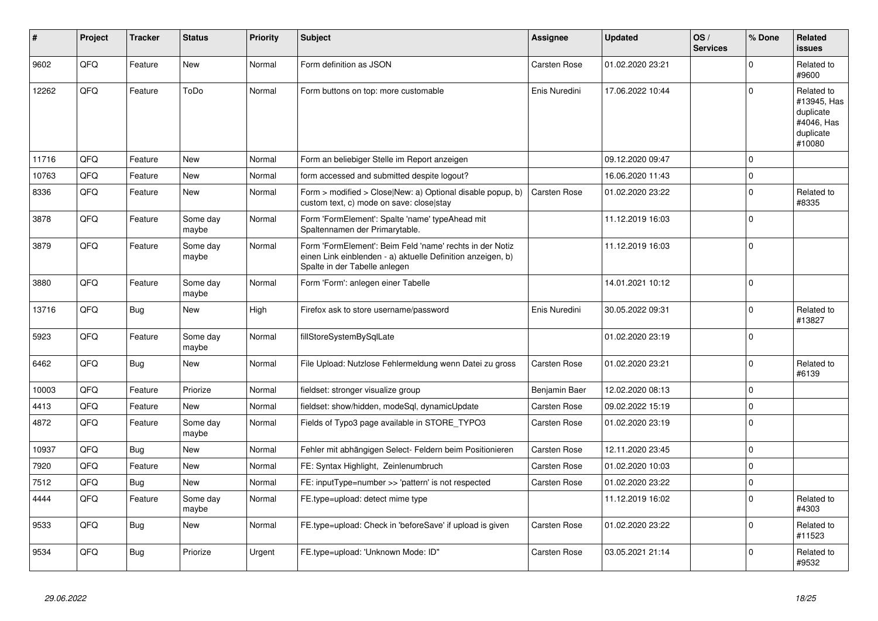| # | Project | Tracker | Status | Priority | Subject | Assignee | Updated | OS / Services | % Done | Related issues |
|---|---|---|---|---|---|---|---|---|---|---|
| 9602 | QFQ | Feature | New | Normal | Form definition as JSON | Carsten Rose | 01.02.2020 23:21 | | 0 | Related to #9600 |
| 12262 | QFQ | Feature | ToDo | Normal | Form buttons on top: more customable | Enis Nuredini | 17.06.2022 10:44 | | 0 | Related to #13945, Has duplicate #4046, Has duplicate #10080 |
| 11716 | QFQ | Feature | New | Normal | Form an beliebiger Stelle im Report anzeigen | | 09.12.2020 09:47 | | 0 | |
| 10763 | QFQ | Feature | New | Normal | form accessed and submitted despite logout? | | 16.06.2020 11:43 | | 0 | |
| 8336 | QFQ | Feature | New | Normal | Form > modified > Close\|New: a) Optional disable popup, b) custom text, c) mode on save: close\|stay | Carsten Rose | 01.02.2020 23:22 | | 0 | Related to #8335 |
| 3878 | QFQ | Feature | Some day maybe | Normal | Form 'FormElement': Spalte 'name' typeAhead mit Spaltennamen der Primarytable. | | 11.12.2019 16:03 | | 0 | |
| 3879 | QFQ | Feature | Some day maybe | Normal | Form 'FormElement': Beim Feld 'name' rechts in der Notiz einen Link einblenden - a) aktuelle Definition anzeigen, b) Spalte in der Tabelle anlegen | | 11.12.2019 16:03 | | 0 | |
| 3880 | QFQ | Feature | Some day maybe | Normal | Form 'Form': anlegen einer Tabelle | | 14.01.2021 10:12 | | 0 | |
| 13716 | QFQ | Bug | New | High | Firefox ask to store username/password | Enis Nuredini | 30.05.2022 09:31 | | 0 | Related to #13827 |
| 5923 | QFQ | Feature | Some day maybe | Normal | fillStoreSystemBySqlLate | | 01.02.2020 23:19 | | 0 | |
| 6462 | QFQ | Bug | New | Normal | File Upload: Nutzlose Fehlermeldung wenn Datei zu gross | Carsten Rose | 01.02.2020 23:21 | | 0 | Related to #6139 |
| 10003 | QFQ | Feature | Priorize | Normal | fieldset: stronger visualize group | Benjamin Baer | 12.02.2020 08:13 | | 0 | |
| 4413 | QFQ | Feature | New | Normal | fieldset: show/hidden, modeSql, dynamicUpdate | Carsten Rose | 09.02.2022 15:19 | | 0 | |
| 4872 | QFQ | Feature | Some day maybe | Normal | Fields of Typo3 page available in STORE_TYPO3 | Carsten Rose | 01.02.2020 23:19 | | 0 | |
| 10937 | QFQ | Bug | New | Normal | Fehler mit abhängigen Select- Feldern beim Positionieren | Carsten Rose | 12.11.2020 23:45 | | 0 | |
| 7920 | QFQ | Feature | New | Normal | FE: Syntax Highlight, Zeinlenumbruch | Carsten Rose | 01.02.2020 10:03 | | 0 | |
| 7512 | QFQ | Bug | New | Normal | FE: inputType=number >> 'pattern' is not respected | Carsten Rose | 01.02.2020 23:22 | | 0 | |
| 4444 | QFQ | Feature | Some day maybe | Normal | FE.type=upload: detect mime type | | 11.12.2019 16:02 | | 0 | Related to #4303 |
| 9533 | QFQ | Bug | New | Normal | FE.type=upload: Check in 'beforeSave' if upload is given | Carsten Rose | 01.02.2020 23:22 | | 0 | Related to #11523 |
| 9534 | QFQ | Bug | Priorize | Urgent | FE.type=upload: 'Unknown Mode: ID" | Carsten Rose | 03.05.2021 21:14 | | 0 | Related to #9532 |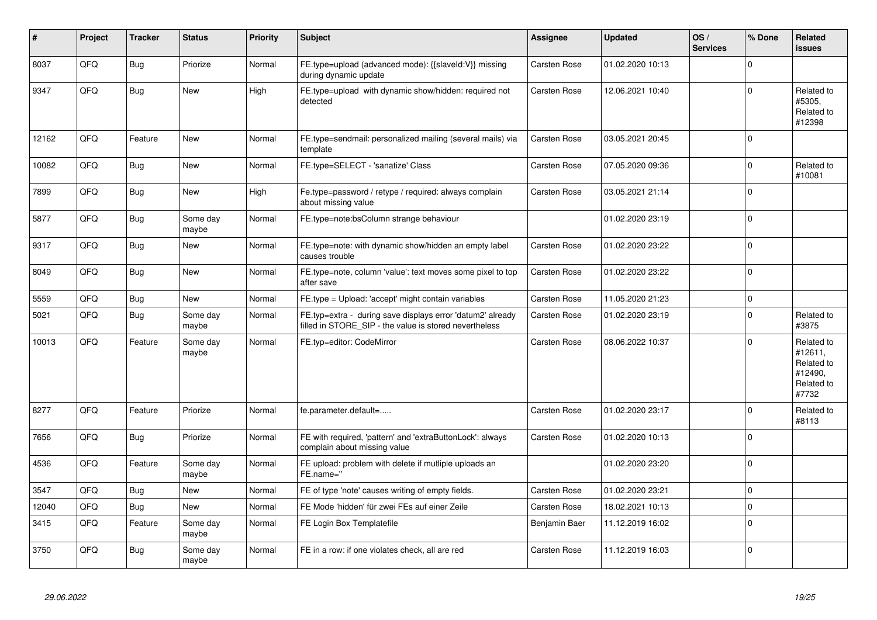| # | Project | Tracker | Status | Priority | Subject | Assignee | Updated | OS / Services | % Done | Related issues |
|---|---|---|---|---|---|---|---|---|---|---|
| 8037 | QFQ | Bug | Priorize | Normal | FE.type=upload (advanced mode): {{slaveId:V}} missing during dynamic update | Carsten Rose | 01.02.2020 10:13 | | 0 | |
| 9347 | QFQ | Bug | New | High | FE.type=upload with dynamic show/hidden: required not detected | Carsten Rose | 12.06.2021 10:40 | | 0 | Related to #5305, Related to #12398 |
| 12162 | QFQ | Feature | New | Normal | FE.type=sendmail: personalized mailing (several mails) via template | Carsten Rose | 03.05.2021 20:45 | | 0 | |
| 10082 | QFQ | Bug | New | Normal | FE.type=SELECT - 'sanatize' Class | Carsten Rose | 07.05.2020 09:36 | | 0 | Related to #10081 |
| 7899 | QFQ | Bug | New | High | Fe.type=password / retype / required: always complain about missing value | Carsten Rose | 03.05.2021 21:14 | | 0 | |
| 5877 | QFQ | Bug | Some day maybe | Normal | FE.type=note:bsColumn strange behaviour | | 01.02.2020 23:19 | | 0 | |
| 9317 | QFQ | Bug | New | Normal | FE.type=note: with dynamic show/hidden an empty label causes trouble | Carsten Rose | 01.02.2020 23:22 | | 0 | |
| 8049 | QFQ | Bug | New | Normal | FE.type=note, column 'value': text moves some pixel to top after save | Carsten Rose | 01.02.2020 23:22 | | 0 | |
| 5559 | QFQ | Bug | New | Normal | FE.type = Upload: 'accept' might contain variables | Carsten Rose | 11.05.2020 21:23 | | 0 | |
| 5021 | QFQ | Bug | Some day maybe | Normal | FE.typ=extra - during save displays error 'datum2' already filled in STORE_SIP - the value is stored nevertheless | Carsten Rose | 01.02.2020 23:19 | | 0 | Related to #3875 |
| 10013 | QFQ | Feature | Some day maybe | Normal | FE.typ=editor: CodeMirror | Carsten Rose | 08.06.2022 10:37 | | 0 | Related to #12611, Related to #12490, Related to #7732 |
| 8277 | QFQ | Feature | Priorize | Normal | fe.parameter.default=..... | Carsten Rose | 01.02.2020 23:17 | | 0 | Related to #8113 |
| 7656 | QFQ | Bug | Priorize | Normal | FE with required, 'pattern' and 'extraButtonLock': always complain about missing value | Carsten Rose | 01.02.2020 10:13 | | 0 | |
| 4536 | QFQ | Feature | Some day maybe | Normal | FE upload: problem with delete if mutliple uploads an FE.name=" | | 01.02.2020 23:20 | | 0 | |
| 3547 | QFQ | Bug | New | Normal | FE of type 'note' causes writing of empty fields. | Carsten Rose | 01.02.2020 23:21 | | 0 | |
| 12040 | QFQ | Bug | New | Normal | FE Mode 'hidden' für zwei FEs auf einer Zeile | Carsten Rose | 18.02.2021 10:13 | | 0 | |
| 3415 | QFQ | Feature | Some day maybe | Normal | FE Login Box Templatefile | Benjamin Baer | 11.12.2019 16:02 | | 0 | |
| 3750 | QFQ | Bug | Some day maybe | Normal | FE in a row: if one violates check, all are red | Carsten Rose | 11.12.2019 16:03 | | 0 | |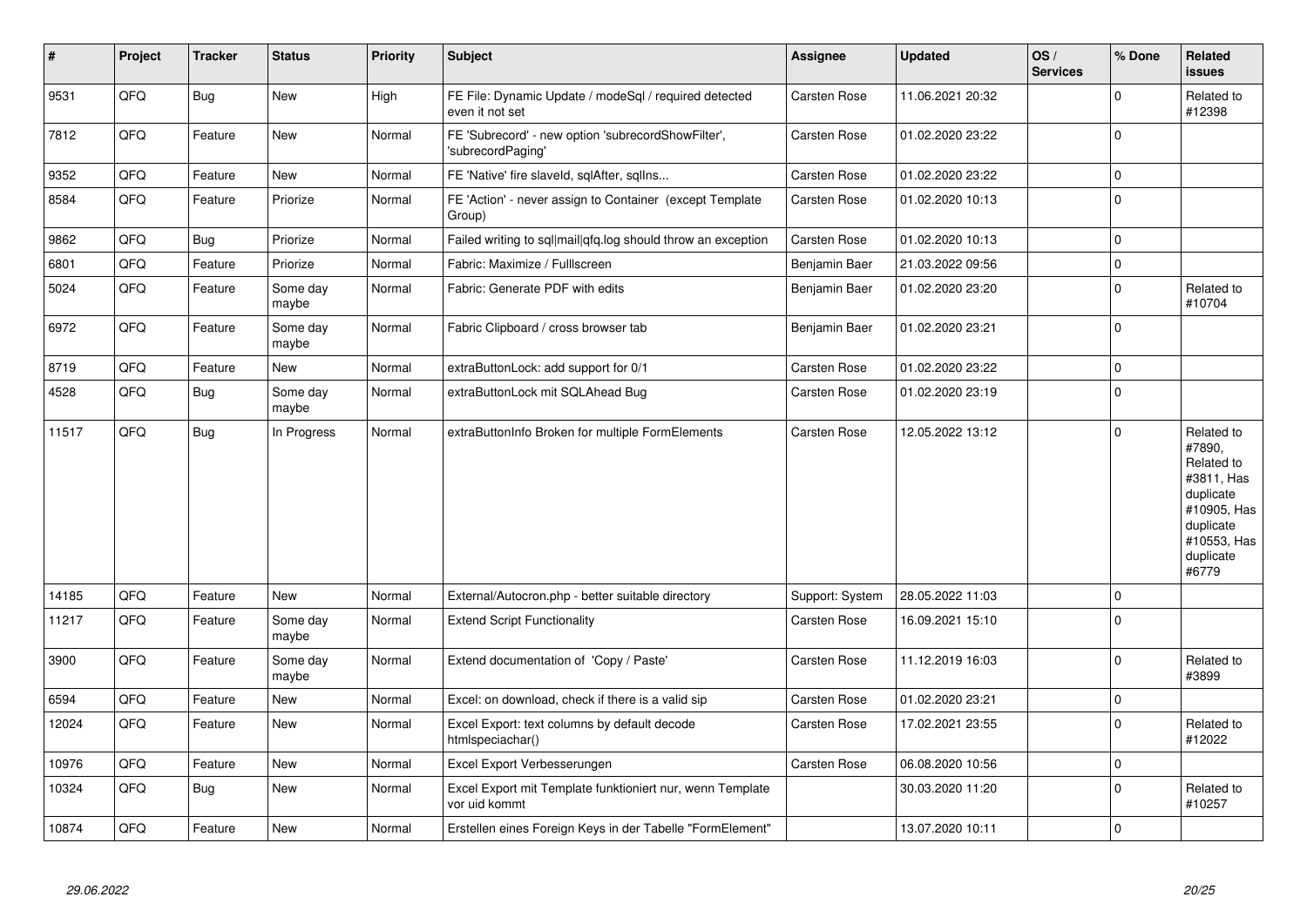| # | Project | Tracker | Status | Priority | Subject | Assignee | Updated | OS / Services | % Done | Related issues |
|---|---|---|---|---|---|---|---|---|---|---|
| 9531 | QFQ | Bug | New | High | FE File: Dynamic Update / modeSql / required detected even it not set | Carsten Rose | 11.06.2021 20:32 | | 0 | Related to #12398 |
| 7812 | QFQ | Feature | New | Normal | FE 'Subrecord' - new option 'subrecordShowFilter', 'subrecordPaging' | Carsten Rose | 01.02.2020 23:22 | | 0 | |
| 9352 | QFQ | Feature | New | Normal | FE 'Native' fire slaveId, sqlAfter, sqlIns... | Carsten Rose | 01.02.2020 23:22 | | 0 | |
| 8584 | QFQ | Feature | Priorize | Normal | FE 'Action' - never assign to Container (except Template Group) | Carsten Rose | 01.02.2020 10:13 | | 0 | |
| 9862 | QFQ | Bug | Priorize | Normal | Failed writing to sql\|mail\|qfq.log should throw an exception | Carsten Rose | 01.02.2020 10:13 | | 0 | |
| 6801 | QFQ | Feature | Priorize | Normal | Fabric: Maximize / Fulllscreen | Benjamin Baer | 21.03.2022 09:56 | | 0 | |
| 5024 | QFQ | Feature | Some day maybe | Normal | Fabric: Generate PDF with edits | Benjamin Baer | 01.02.2020 23:20 | | 0 | Related to #10704 |
| 6972 | QFQ | Feature | Some day maybe | Normal | Fabric Clipboard / cross browser tab | Benjamin Baer | 01.02.2020 23:21 | | 0 | |
| 8719 | QFQ | Feature | New | Normal | extraButtonLock: add support for 0/1 | Carsten Rose | 01.02.2020 23:22 | | 0 | |
| 4528 | QFQ | Bug | Some day maybe | Normal | extraButtonLock mit SQLAhead Bug | Carsten Rose | 01.02.2020 23:19 | | 0 | |
| 11517 | QFQ | Bug | In Progress | Normal | extraButtonInfo Broken for multiple FormElements | Carsten Rose | 12.05.2022 13:12 | | 0 | Related to #7890, Related to #3811, Has duplicate #10905, Has duplicate #10553, Has duplicate #6779 |
| 14185 | QFQ | Feature | New | Normal | External/Autocron.php - better suitable directory | Support: System | 28.05.2022 11:03 | | 0 | |
| 11217 | QFQ | Feature | Some day maybe | Normal | Extend Script Functionality | Carsten Rose | 16.09.2021 15:10 | | 0 | |
| 3900 | QFQ | Feature | Some day maybe | Normal | Extend documentation of 'Copy / Paste' | Carsten Rose | 11.12.2019 16:03 | | 0 | Related to #3899 |
| 6594 | QFQ | Feature | New | Normal | Excel: on download, check if there is a valid sip | Carsten Rose | 01.02.2020 23:21 | | 0 | |
| 12024 | QFQ | Feature | New | Normal | Excel Export: text columns by default decode htmlspeciachar() | Carsten Rose | 17.02.2021 23:55 | | 0 | Related to #12022 |
| 10976 | QFQ | Feature | New | Normal | Excel Export Verbesserungen | Carsten Rose | 06.08.2020 10:56 | | 0 | |
| 10324 | QFQ | Bug | New | Normal | Excel Export mit Template funktioniert nur, wenn Template vor uid kommt | | 30.03.2020 11:20 | | 0 | Related to #10257 |
| 10874 | QFQ | Feature | New | Normal | Erstellen eines Foreign Keys in der Tabelle "FormElement" | | 13.07.2020 10:11 | | 0 | |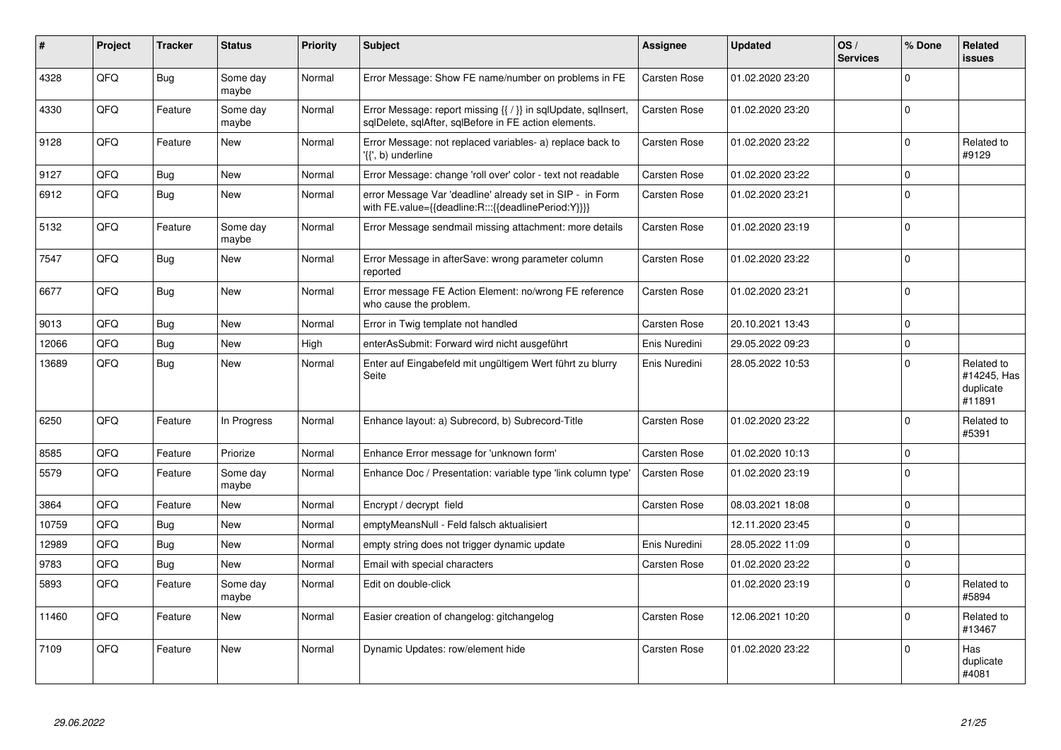| # | Project | Tracker | Status | Priority | Subject | Assignee | Updated | OS / Services | % Done | Related issues |
|---|---|---|---|---|---|---|---|---|---|---|
| 4328 | QFQ | Bug | Some day maybe | Normal | Error Message: Show FE name/number on problems in FE | Carsten Rose | 01.02.2020 23:20 | | 0 | |
| 4330 | QFQ | Feature | Some day maybe | Normal | Error Message: report missing {{ / }} in sqlUpdate, sqlInsert, sqlDelete, sqlAfter, sqlBefore in FE action elements. | Carsten Rose | 01.02.2020 23:20 | | 0 | |
| 9128 | QFQ | Feature | New | Normal | Error Message: not replaced variables- a) replace back to '{{', b) underline | Carsten Rose | 01.02.2020 23:22 | | 0 | Related to #9129 |
| 9127 | QFQ | Bug | New | Normal | Error Message: change 'roll over' color - text not readable | Carsten Rose | 01.02.2020 23:22 | | 0 | |
| 6912 | QFQ | Bug | New | Normal | error Message Var 'deadline' already set in SIP - in Form with FE.value={{deadline:R:::{{deadlinePeriod:Y}}}} | Carsten Rose | 01.02.2020 23:21 | | 0 | |
| 5132 | QFQ | Feature | Some day maybe | Normal | Error Message sendmail missing attachment: more details | Carsten Rose | 01.02.2020 23:19 | | 0 | |
| 7547 | QFQ | Bug | New | Normal | Error Message in afterSave: wrong parameter column reported | Carsten Rose | 01.02.2020 23:22 | | 0 | |
| 6677 | QFQ | Bug | New | Normal | Error message FE Action Element: no/wrong FE reference who cause the problem. | Carsten Rose | 01.02.2020 23:21 | | 0 | |
| 9013 | QFQ | Bug | New | Normal | Error in Twig template not handled | Carsten Rose | 20.10.2021 13:43 | | 0 | |
| 12066 | QFQ | Bug | New | High | enterAsSubmit: Forward wird nicht ausgeführt | Enis Nuredini | 29.05.2022 09:23 | | 0 | |
| 13689 | QFQ | Bug | New | Normal | Enter auf Eingabefeld mit ungültigem Wert führt zu blurry Seite | Enis Nuredini | 28.05.2022 10:53 | | 0 | Related to #14245, Has duplicate #11891 |
| 6250 | QFQ | Feature | In Progress | Normal | Enhance layout: a) Subrecord, b) Subrecord-Title | Carsten Rose | 01.02.2020 23:22 | | 0 | Related to #5391 |
| 8585 | QFQ | Feature | Priorize | Normal | Enhance Error message for 'unknown form' | Carsten Rose | 01.02.2020 10:13 | | 0 | |
| 5579 | QFQ | Feature | Some day maybe | Normal | Enhance Doc / Presentation: variable type 'link column type' | Carsten Rose | 01.02.2020 23:19 | | 0 | |
| 3864 | QFQ | Feature | New | Normal | Encrypt / decrypt field | Carsten Rose | 08.03.2021 18:08 | | 0 | |
| 10759 | QFQ | Bug | New | Normal | emptyMeansNull - Feld falsch aktualisiert | | 12.11.2020 23:45 | | 0 | |
| 12989 | QFQ | Bug | New | Normal | empty string does not trigger dynamic update | Enis Nuredini | 28.05.2022 11:09 | | 0 | |
| 9783 | QFQ | Bug | New | Normal | Email with special characters | Carsten Rose | 01.02.2020 23:22 | | 0 | |
| 5893 | QFQ | Feature | Some day maybe | Normal | Edit on double-click | | 01.02.2020 23:19 | | 0 | Related to #5894 |
| 11460 | QFQ | Feature | New | Normal | Easier creation of changelog: gitchangelog | Carsten Rose | 12.06.2021 10:20 | | 0 | Related to #13467 |
| 7109 | QFQ | Feature | New | Normal | Dynamic Updates: row/element hide | Carsten Rose | 01.02.2020 23:22 | | 0 | Has duplicate #4081 |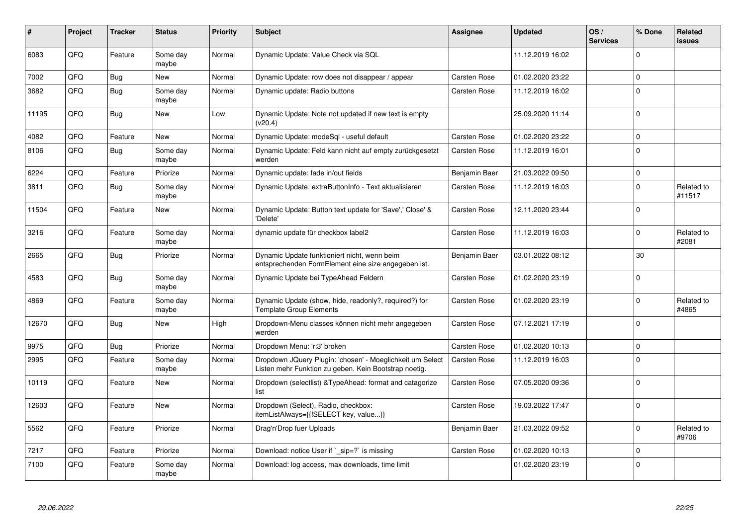| # | Project | Tracker | Status | Priority | Subject | Assignee | Updated | OS / Services | % Done | Related issues |
|---|---|---|---|---|---|---|---|---|---|---|
| 6083 | QFQ | Feature | Some day maybe | Normal | Dynamic Update: Value Check via SQL | | 11.12.2019 16:02 | | 0 | |
| 7002 | QFQ | Bug | New | Normal | Dynamic Update: row does not disappear / appear | Carsten Rose | 01.02.2020 23:22 | | 0 | |
| 3682 | QFQ | Bug | Some day maybe | Normal | Dynamic update: Radio buttons | Carsten Rose | 11.12.2019 16:02 | | 0 | |
| 11195 | QFQ | Bug | New | Low | Dynamic Update: Note not updated if new text is empty (v20.4) | | 25.09.2020 11:14 | | 0 | |
| 4082 | QFQ | Feature | New | Normal | Dynamic Update: modeSql - useful default | Carsten Rose | 01.02.2020 23:22 | | 0 | |
| 8106 | QFQ | Bug | Some day maybe | Normal | Dynamic Update: Feld kann nicht auf empty zurückgesetzt werden | Carsten Rose | 11.12.2019 16:01 | | 0 | |
| 6224 | QFQ | Feature | Priorize | Normal | Dynamic update: fade in/out fields | Benjamin Baer | 21.03.2022 09:50 | | 0 | |
| 3811 | QFQ | Bug | Some day maybe | Normal | Dynamic Update: extraButtonInfo - Text aktualisieren | Carsten Rose | 11.12.2019 16:03 | | 0 | Related to #11517 |
| 11504 | QFQ | Feature | New | Normal | Dynamic Update: Button text update for 'Save',' Close' & 'Delete' | Carsten Rose | 12.11.2020 23:44 | | 0 | |
| 3216 | QFQ | Feature | Some day maybe | Normal | dynamic update für checkbox label2 | Carsten Rose | 11.12.2019 16:03 | | 0 | Related to #2081 |
| 2665 | QFQ | Bug | Priorize | Normal | Dynamic Update funktioniert nicht, wenn beim entsprechenden FormElement eine size angegeben ist. | Benjamin Baer | 03.01.2022 08:12 | | 30 | |
| 4583 | QFQ | Bug | Some day maybe | Normal | Dynamic Update bei TypeAhead Feldern | Carsten Rose | 01.02.2020 23:19 | | 0 | |
| 4869 | QFQ | Feature | Some day maybe | Normal | Dynamic Update (show, hide, readonly?, required?) for Template Group Elements | Carsten Rose | 01.02.2020 23:19 | | 0 | Related to #4865 |
| 12670 | QFQ | Bug | New | High | Dropdown-Menu classes können nicht mehr angegeben werden | Carsten Rose | 07.12.2021 17:19 | | 0 | |
| 9975 | QFQ | Bug | Priorize | Normal | Dropdown Menu: 'r:3' broken | Carsten Rose | 01.02.2020 10:13 | | 0 | |
| 2995 | QFQ | Feature | Some day maybe | Normal | Dropdown JQuery Plugin: 'chosen' - Moeglichkeit um Select Listen mehr Funktion zu geben. Kein Bootstrap noetig. | Carsten Rose | 11.12.2019 16:03 | | 0 | |
| 10119 | QFQ | Feature | New | Normal | Dropdown (selectlist) &TypeAhead: format and catagorize list | Carsten Rose | 07.05.2020 09:36 | | 0 | |
| 12603 | QFQ | Feature | New | Normal | Dropdown (Select), Radio, checkbox: itemListAlways={{!SELECT key, value...}} | Carsten Rose | 19.03.2022 17:47 | | 0 | |
| 5562 | QFQ | Feature | Priorize | Normal | Drag'n'Drop fuer Uploads | Benjamin Baer | 21.03.2022 09:52 | | 0 | Related to #9706 |
| 7217 | QFQ | Feature | Priorize | Normal | Download: notice User if `_sip=?` is missing | Carsten Rose | 01.02.2020 10:13 | | 0 | |
| 7100 | QFQ | Feature | Some day maybe | Normal | Download: log access, max downloads, time limit | | 01.02.2020 23:19 | | 0 | |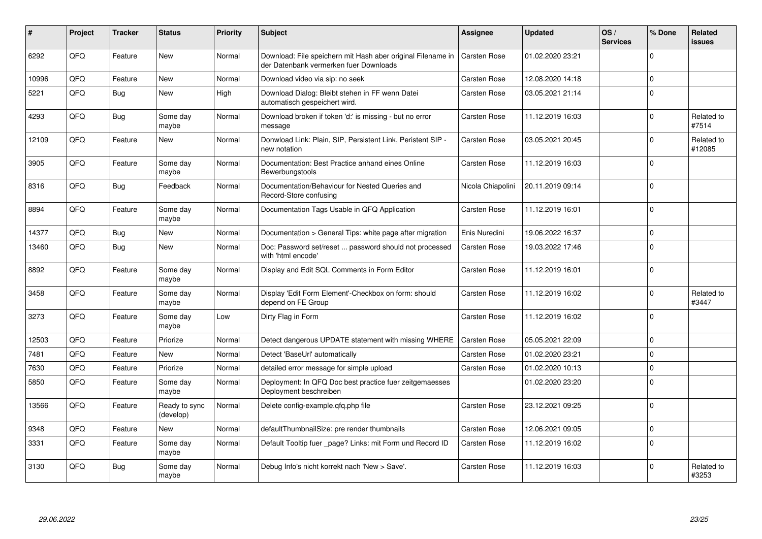| # | Project | Tracker | Status | Priority | Subject | Assignee | Updated | OS / Services | % Done | Related issues |
|---|---|---|---|---|---|---|---|---|---|---|
| 6292 | QFQ | Feature | New | Normal | Download: File speichern mit Hash aber original Filename in der Datenbank vermerken fuer Downloads | Carsten Rose | 01.02.2020 23:21 | | 0 | |
| 10996 | QFQ | Feature | New | Normal | Download video via sip: no seek | Carsten Rose | 12.08.2020 14:18 | | 0 | |
| 5221 | QFQ | Bug | New | High | Download Dialog: Bleibt stehen in FF wenn Datei automatisch gespeichert wird. | Carsten Rose | 03.05.2021 21:14 | | 0 | |
| 4293 | QFQ | Bug | Some day maybe | Normal | Download broken if token 'd:' is missing - but no error message | Carsten Rose | 11.12.2019 16:03 | | 0 | Related to #7514 |
| 12109 | QFQ | Feature | New | Normal | Donwload Link: Plain, SIP, Persistent Link, Peristent SIP - new notation | Carsten Rose | 03.05.2021 20:45 | | 0 | Related to #12085 |
| 3905 | QFQ | Feature | Some day maybe | Normal | Documentation: Best Practice anhand eines Online Bewerbungstools | Carsten Rose | 11.12.2019 16:03 | | 0 | |
| 8316 | QFQ | Bug | Feedback | Normal | Documentation/Behaviour for Nested Queries and Record-Store confusing | Nicola Chiapolini | 20.11.2019 09:14 | | 0 | |
| 8894 | QFQ | Feature | Some day maybe | Normal | Documentation Tags Usable in QFQ Application | Carsten Rose | 11.12.2019 16:01 | | 0 | |
| 14377 | QFQ | Bug | New | Normal | Documentation > General Tips: white page after migration | Enis Nuredini | 19.06.2022 16:37 | | 0 | |
| 13460 | QFQ | Bug | New | Normal | Doc: Password set/reset ... password should not processed with 'html encode' | Carsten Rose | 19.03.2022 17:46 | | 0 | |
| 8892 | QFQ | Feature | Some day maybe | Normal | Display and Edit SQL Comments in Form Editor | Carsten Rose | 11.12.2019 16:01 | | 0 | |
| 3458 | QFQ | Feature | Some day maybe | Normal | Display 'Edit Form Element'-Checkbox on form: should depend on FE Group | Carsten Rose | 11.12.2019 16:02 | | 0 | Related to #3447 |
| 3273 | QFQ | Feature | Some day maybe | Low | Dirty Flag in Form | Carsten Rose | 11.12.2019 16:02 | | 0 | |
| 12503 | QFQ | Feature | Priorize | Normal | Detect dangerous UPDATE statement with missing WHERE | Carsten Rose | 05.05.2021 22:09 | | 0 | |
| 7481 | QFQ | Feature | New | Normal | Detect 'BaseUrl' automatically | Carsten Rose | 01.02.2020 23:21 | | 0 | |
| 7630 | QFQ | Feature | Priorize | Normal | detailed error message for simple upload | Carsten Rose | 01.02.2020 10:13 | | 0 | |
| 5850 | QFQ | Feature | Some day maybe | Normal | Deployment: In QFQ Doc best practice fuer zeitgemaesses Deployment beschreiben | | 01.02.2020 23:20 | | 0 | |
| 13566 | QFQ | Feature | Ready to sync (develop) | Normal | Delete config-example.qfq.php file | Carsten Rose | 23.12.2021 09:25 | | 0 | |
| 9348 | QFQ | Feature | New | Normal | defaultThumbnailSize: pre render thumbnails | Carsten Rose | 12.06.2021 09:05 | | 0 | |
| 3331 | QFQ | Feature | Some day maybe | Normal | Default Tooltip fuer _page? Links: mit Form und Record ID | Carsten Rose | 11.12.2019 16:02 | | 0 | |
| 3130 | QFQ | Bug | Some day maybe | Normal | Debug Info's nicht korrekt nach 'New > Save'. | Carsten Rose | 11.12.2019 16:03 | | 0 | Related to #3253 |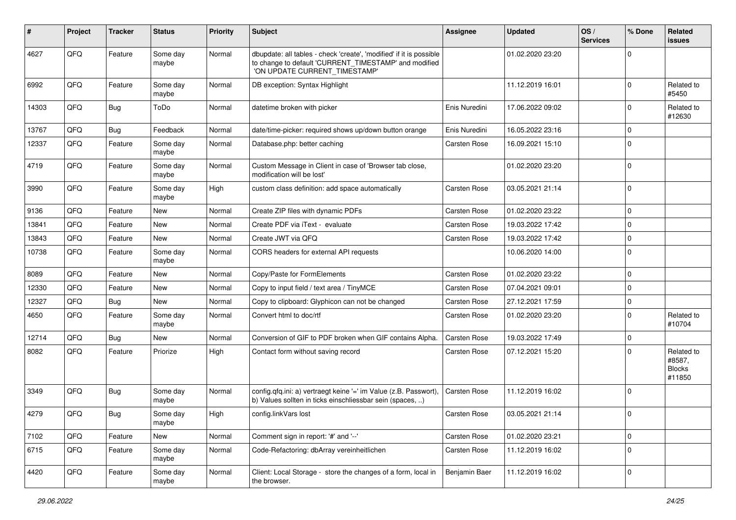| # | Project | Tracker | Status | Priority | Subject | Assignee | Updated | OS / Services | % Done | Related issues |
|---|---|---|---|---|---|---|---|---|---|---|
| 4627 | QFQ | Feature | Some day maybe | Normal | dbupdate: all tables - check 'create', 'modified' if it is possible to change to default 'CURRENT_TIMESTAMP' and modified 'ON UPDATE CURRENT_TIMESTAMP' | | 01.02.2020 23:20 | | 0 | |
| 6992 | QFQ | Feature | Some day maybe | Normal | DB exception: Syntax Highlight | | 11.12.2019 16:01 | | 0 | Related to #5450 |
| 14303 | QFQ | Bug | ToDo | Normal | datetime broken with picker | Enis Nuredini | 17.06.2022 09:02 | | 0 | Related to #12630 |
| 13767 | QFQ | Bug | Feedback | Normal | date/time-picker: required shows up/down button orange | Enis Nuredini | 16.05.2022 23:16 | | 0 | |
| 12337 | QFQ | Feature | Some day maybe | Normal | Database.php: better caching | Carsten Rose | 16.09.2021 15:10 | | 0 | |
| 4719 | QFQ | Feature | Some day maybe | Normal | Custom Message in Client in case of 'Browser tab close, modification will be lost' | | 01.02.2020 23:20 | | 0 | |
| 3990 | QFQ | Feature | Some day maybe | High | custom class definition: add space automatically | Carsten Rose | 03.05.2021 21:14 | | 0 | |
| 9136 | QFQ | Feature | New | Normal | Create ZIP files with dynamic PDFs | Carsten Rose | 01.02.2020 23:22 | | 0 | |
| 13841 | QFQ | Feature | New | Normal | Create PDF via iText - evaluate | Carsten Rose | 19.03.2022 17:42 | | 0 | |
| 13843 | QFQ | Feature | New | Normal | Create JWT via QFQ | Carsten Rose | 19.03.2022 17:42 | | 0 | |
| 10738 | QFQ | Feature | Some day maybe | Normal | CORS headers for external API requests | | 10.06.2020 14:00 | | 0 | |
| 8089 | QFQ | Feature | New | Normal | Copy/Paste for FormElements | Carsten Rose | 01.02.2020 23:22 | | 0 | |
| 12330 | QFQ | Feature | New | Normal | Copy to input field / text area / TinyMCE | Carsten Rose | 07.04.2021 09:01 | | 0 | |
| 12327 | QFQ | Bug | New | Normal | Copy to clipboard: Glyphicon can not be changed | Carsten Rose | 27.12.2021 17:59 | | 0 | |
| 4650 | QFQ | Feature | Some day maybe | Normal | Convert html to doc/rtf | Carsten Rose | 01.02.2020 23:20 | | 0 | Related to #10704 |
| 12714 | QFQ | Bug | New | Normal | Conversion of GIF to PDF broken when GIF contains Alpha. | Carsten Rose | 19.03.2022 17:49 | | 0 | |
| 8082 | QFQ | Feature | Priorize | High | Contact form without saving record | Carsten Rose | 07.12.2021 15:20 | | 0 | Related to #8587, Blocks #11850 |
| 3349 | QFQ | Bug | Some day maybe | Normal | config.qfq.ini: a) vertraegt keine '=' im Value (z.B. Passwort), b) Values sollten in ticks einschliessbar sein (spaces, ..) | Carsten Rose | 11.12.2019 16:02 | | 0 | |
| 4279 | QFQ | Bug | Some day maybe | High | config.linkVars lost | Carsten Rose | 03.05.2021 21:14 | | 0 | |
| 7102 | QFQ | Feature | New | Normal | Comment sign in report: '#' and '--' | Carsten Rose | 01.02.2020 23:21 | | 0 | |
| 6715 | QFQ | Feature | Some day maybe | Normal | Code-Refactoring: dbArray vereinheitlichen | Carsten Rose | 11.12.2019 16:02 | | 0 | |
| 4420 | QFQ | Feature | Some day maybe | Normal | Client: Local Storage - store the changes of a form, local in the browser. | Benjamin Baer | 11.12.2019 16:02 | | 0 | |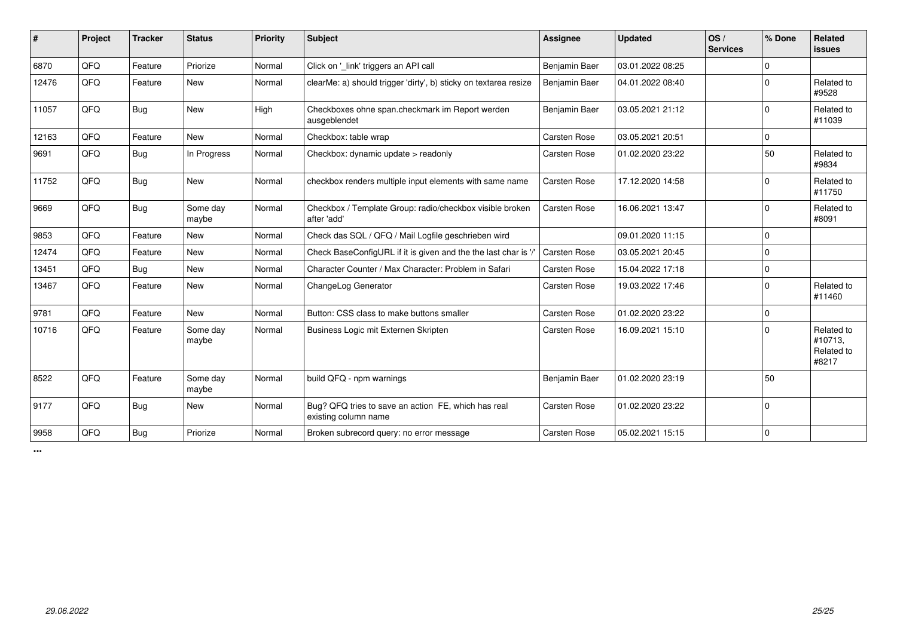| # | Project | Tracker | Status | Priority | Subject | Assignee | Updated | OS / Services | % Done | Related issues |
|---|---|---|---|---|---|---|---|---|---|---|
| 6870 | QFQ | Feature | Priorize | Normal | Click on '_link' triggers an API call | Benjamin Baer | 03.01.2022 08:25 | | 0 | |
| 12476 | QFQ | Feature | New | Normal | clearMe: a) should trigger 'dirty', b) sticky on textarea resize | Benjamin Baer | 04.01.2022 08:40 | | 0 | Related to #9528 |
| 11057 | QFQ | Bug | New | High | Checkboxes ohne span.checkmark im Report werden ausgeblendet | Benjamin Baer | 03.05.2021 21:12 | | 0 | Related to #11039 |
| 12163 | QFQ | Feature | New | Normal | Checkbox: table wrap | Carsten Rose | 03.05.2021 20:51 | | 0 | |
| 9691 | QFQ | Bug | In Progress | Normal | Checkbox: dynamic update > readonly | Carsten Rose | 01.02.2020 23:22 | | 50 | Related to #9834 |
| 11752 | QFQ | Bug | New | Normal | checkbox renders multiple input elements with same name | Carsten Rose | 17.12.2020 14:58 | | 0 | Related to #11750 |
| 9669 | QFQ | Bug | Some day maybe | Normal | Checkbox / Template Group: radio/checkbox visible broken after 'add' | Carsten Rose | 16.06.2021 13:47 | | 0 | Related to #8091 |
| 9853 | QFQ | Feature | New | Normal | Check das SQL / QFQ / Mail Logfile geschrieben wird | | 09.01.2020 11:15 | | 0 | |
| 12474 | QFQ | Feature | New | Normal | Check BaseConfigURL if it is given and the the last char is '/' | Carsten Rose | 03.05.2021 20:45 | | 0 | |
| 13451 | QFQ | Bug | New | Normal | Character Counter / Max Character: Problem in Safari | Carsten Rose | 15.04.2022 17:18 | | 0 | |
| 13467 | QFQ | Feature | New | Normal | ChangeLog Generator | Carsten Rose | 19.03.2022 17:46 | | 0 | Related to #11460 |
| 9781 | QFQ | Feature | New | Normal | Button: CSS class to make buttons smaller | Carsten Rose | 01.02.2020 23:22 | | 0 | |
| 10716 | QFQ | Feature | Some day maybe | Normal | Business Logic mit Externen Skripten | Carsten Rose | 16.09.2021 15:10 | | 0 | Related to #10713, Related to #8217 |
| 8522 | QFQ | Feature | Some day maybe | Normal | build QFQ - npm warnings | Benjamin Baer | 01.02.2020 23:19 | | 50 | |
| 9177 | QFQ | Bug | New | Normal | Bug? QFQ tries to save an action FE, which has real existing column name | Carsten Rose | 01.02.2020 23:22 | | 0 | |
| 9958 | QFQ | Bug | Priorize | Normal | Broken subrecord query: no error message | Carsten Rose | 05.02.2021 15:15 | | 0 | |

...